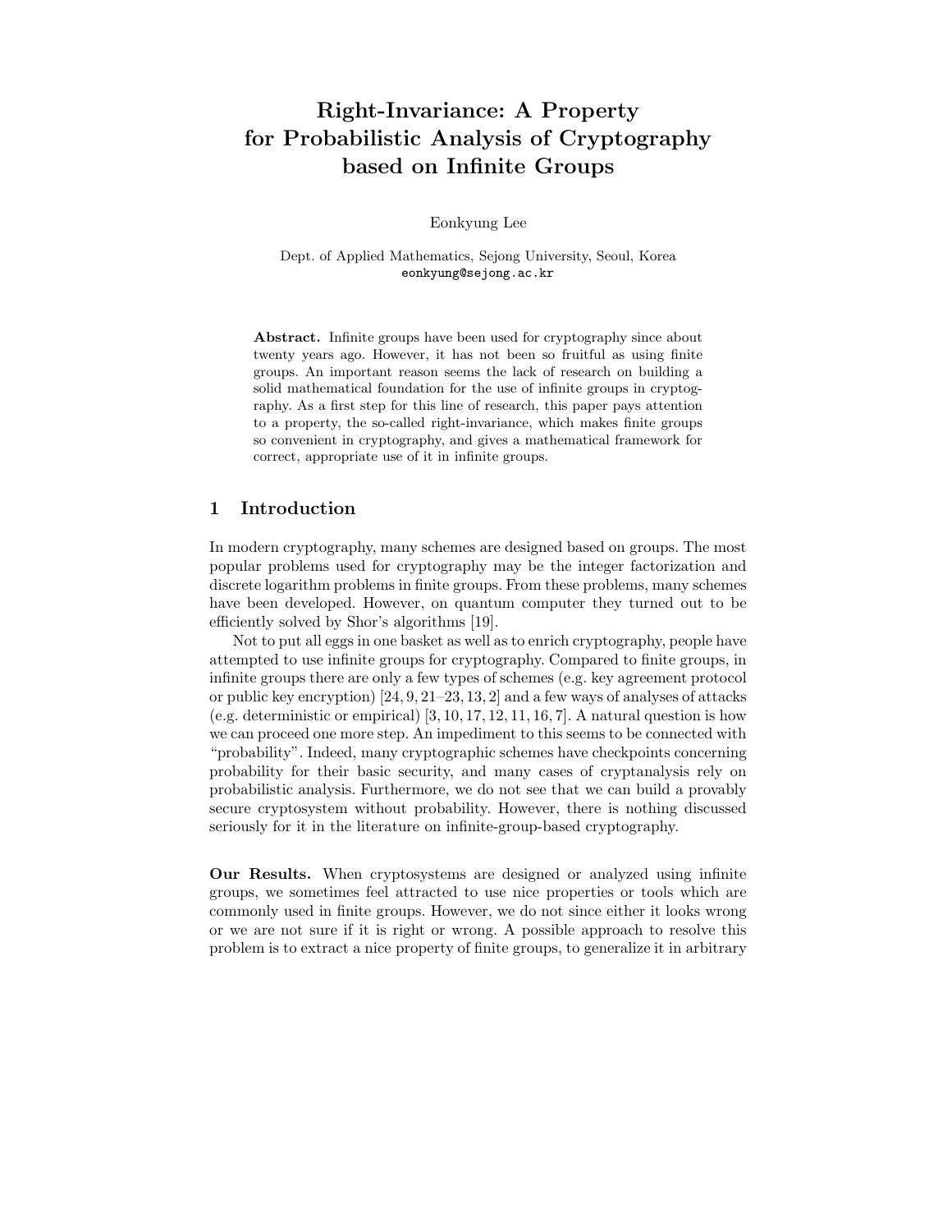# Right-Invariance: A Property for Probabilistic Analysis of Cryptography based on Infinite Groups

Eonkyung Lee

Dept. of Applied Mathematics, Sejong University, Seoul, Korea
`eonkyung@sejong.ac.kr`

**Abstract.** Infinite groups have been used for cryptography since about twenty years ago. However, it has not been so fruitful as using finite groups. An important reason seems the lack of research on building a solid mathematical foundation for the use of infinite groups in cryptography. As a first step for this line of research, this paper pays attention to a property, the so-called right-invariance, which makes finite groups so convenient in cryptography, and gives a mathematical framework for correct, appropriate use of it in infinite groups.

## 1 Introduction

In modern cryptography, many schemes are designed based on groups. The most popular problems used for cryptography may be the integer factorization and discrete logarithm problems in finite groups. From these problems, many schemes have been developed. However, on quantum computer they turned out to be efficiently solved by Shor's algorithms [19].

Not to put all eggs in one basket as well as to enrich cryptography, people have attempted to use infinite groups for cryptography. Compared to finite groups, in infinite groups there are only a few types of schemes (e.g. key agreement protocol or public key encryption) [24, 9, 21–23, 13, 2] and a few ways of analyses of attacks (e.g. deterministic or empirical) [3, 10, 17, 12, 11, 16, 7]. A natural question is how we can proceed one more step. An impediment to this seems to be connected with "probability". Indeed, many cryptographic schemes have checkpoints concerning probability for their basic security, and many cases of cryptanalysis rely on probabilistic analysis. Furthermore, we do not see that we can build a provably secure cryptosystem without probability. However, there is nothing discussed seriously for it in the literature on infinite-group-based cryptography.

**Our Results.** When cryptosystems are designed or analyzed using infinite groups, we sometimes feel attracted to use nice properties or tools which are commonly used in finite groups. However, we do not since either it looks wrong or we are not sure if it is right or wrong. A possible approach to resolve this problem is to extract a nice property of finite groups, to generalize it in arbitrary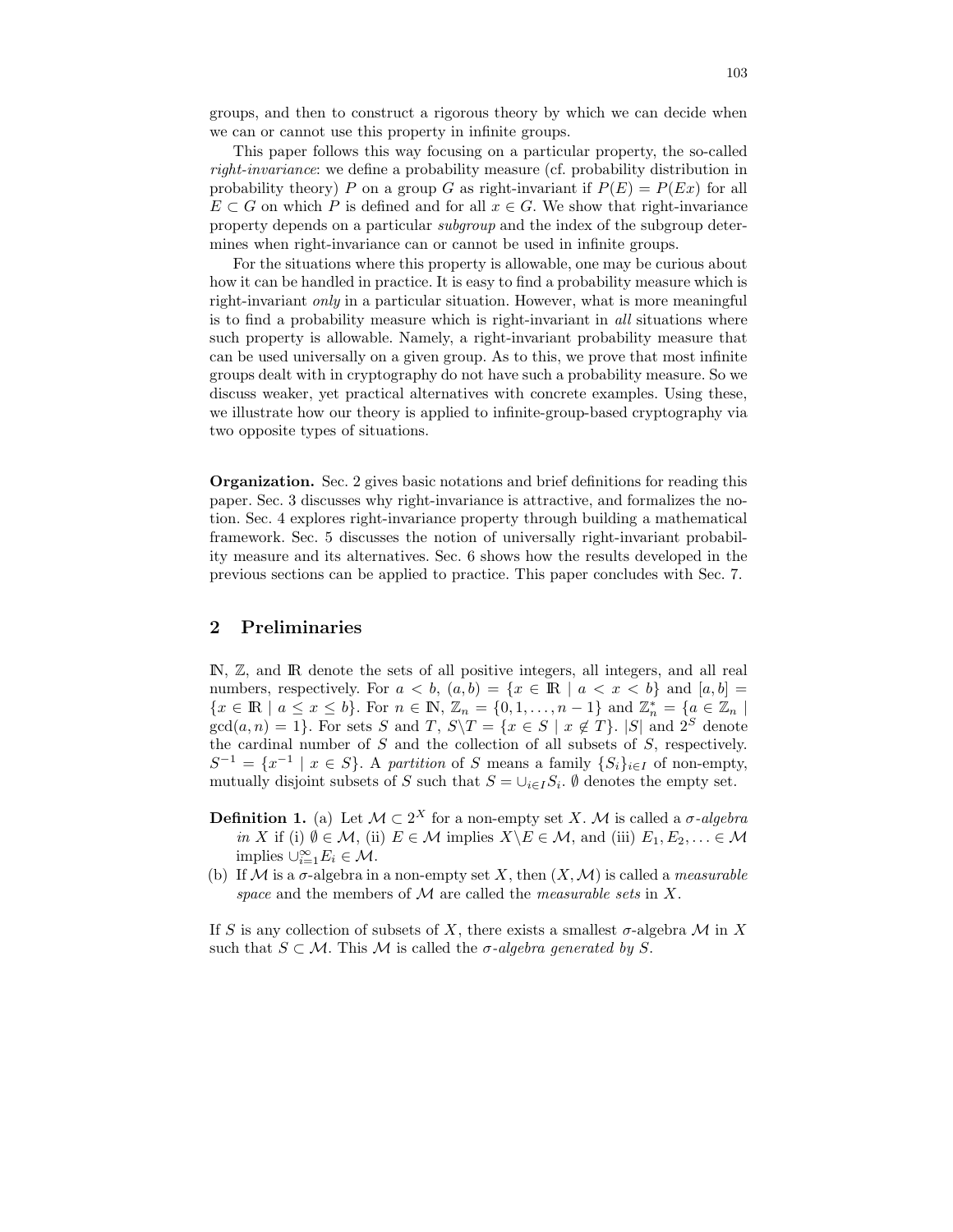groups, and then to construct a rigorous theory by which we can decide when we can or cannot use this property in infinite groups.

This paper follows this way focusing on a particular property, the so-called *right-invariance*: we define a probability measure (cf. probability distribution in probability theory) $P$ on a group $G$ as right-invariant if $P(E) = P(Ex)$ for all $E \subset G$ on which $P$ is defined and for all $x \in G$. We show that right-invariance property depends on a particular *subgroup* and the index of the subgroup determines when right-invariance can or cannot be used in infinite groups.

For the situations where this property is allowable, one may be curious about how it can be handled in practice. It is easy to find a probability measure which is right-invariant *only* in a particular situation. However, what is more meaningful is to find a probability measure which is right-invariant in *all* situations where such property is allowable. Namely, a right-invariant probability measure that can be used universally on a given group. As to this, we prove that most infinite groups dealt with in cryptography do not have such a probability measure. So we discuss weaker, yet practical alternatives with concrete examples. Using these, we illustrate how our theory is applied to infinite-group-based cryptography via two opposite types of situations.

**Organization.** Sec. 2 gives basic notations and brief definitions for reading this paper. Sec. 3 discusses why right-invariance is attractive, and formalizes the notion. Sec. 4 explores right-invariance property through building a mathematical framework. Sec. 5 discusses the notion of universally right-invariant probability measure and its alternatives. Sec. 6 shows how the results developed in the previous sections can be applied to practice. This paper concludes with Sec. 7.

## 2 Preliminaries

$\mathbb{N}$, $\mathbb{Z}$, and $\mathbb{R}$ denote the sets of all positive integers, all integers, and all real numbers, respectively. For $a < b$, $(a, b) = \{x \in \mathbb{R} \mid a < x < b\}$ and $[a, b] = \{x \in \mathbb{R} \mid a \leq x \leq b\}$. For $n \in \mathbb{N}$, $\mathbb{Z}_n = \{0, 1, \ldots, n-1\}$ and $\mathbb{Z}_n^* = \{a \in \mathbb{Z}_n \mid \gcd(a, n) = 1\}$. For sets $S$ and $T$, $S \backslash T = \{x \in S \mid x \notin T\}$. $|S|$ and $2^S$ denote the cardinal number of $S$ and the collection of all subsets of $S$, respectively. $S^{-1} = \{x^{-1} \mid x \in S\}$. A *partition* of $S$ means a family $\{S_i\}_{i \in I}$ of non-empty, mutually disjoint subsets of $S$ such that $S = \cup_{i \in I} S_i$. $\emptyset$ denotes the empty set.

**Definition 1.** (a) Let $\mathcal{M} \subset 2^X$ for a non-empty set $X$. $\mathcal{M}$ is called a *$\sigma$-algebra in $X$* if (i) $\emptyset \in \mathcal{M}$, (ii) $E \in \mathcal{M}$ implies $X \backslash E \in \mathcal{M}$, and (iii) $E_1, E_2, \ldots \in \mathcal{M}$ implies $\cup_{i=1}^{\infty} E_i \in \mathcal{M}$.

(b) If $\mathcal{M}$ is a $\sigma$-algebra in a non-empty set $X$, then $(X, \mathcal{M})$ is called a *measurable space* and the members of $\mathcal{M}$ are called the *measurable sets* in $X$.

If $S$ is any collection of subsets of $X$, there exists a smallest $\sigma$-algebra $\mathcal{M}$ in $X$ such that $S \subset \mathcal{M}$. This $\mathcal{M}$ is called the *$\sigma$-algebra generated by $S$*.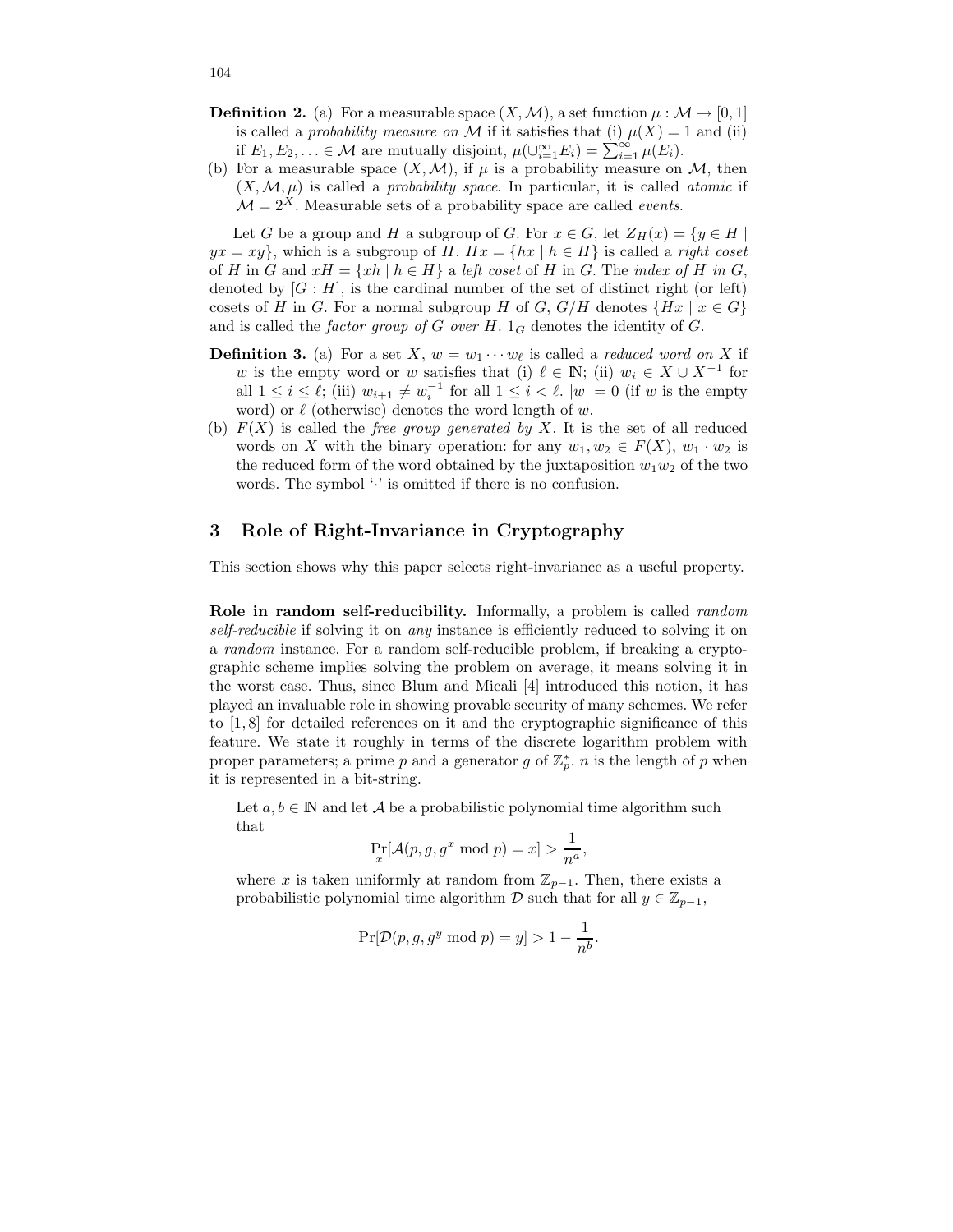**Definition 2.** (a) For a measurable space $(X, \mathcal{M})$, a set function $\mu : \mathcal{M} \to [0, 1]$ is called a *probability measure on* $\mathcal{M}$ if it satisfies that (i) $\mu(X) = 1$ and (ii) if $E_1, E_2, \ldots \in \mathcal{M}$ are mutually disjoint, $\mu(\cup_{i=1}^{\infty} E_i) = \sum_{i=1}^{\infty} \mu(E_i)$.

(b) For a measurable space $(X, \mathcal{M})$, if $\mu$ is a probability measure on $\mathcal{M}$, then $(X, \mathcal{M}, \mu)$ is called a *probability space*. In particular, it is called *atomic* if $\mathcal{M} = 2^X$. Measurable sets of a probability space are called *events*.

Let $G$ be a group and $H$ a subgroup of $G$. For $x \in G$, let $Z_H(x) = \{y \in H \mid yx = xy\}$, which is a subgroup of $H$. $Hx = \{hx \mid h \in H\}$ is called a *right coset* of $H$ in $G$ and $xH = \{xh \mid h \in H\}$ a *left coset* of $H$ in $G$. The *index of* $H$ *in* $G$, denoted by $[G : H]$, is the cardinal number of the set of distinct right (or left) cosets of $H$ in $G$. For a normal subgroup $H$ of $G$, $G/H$ denotes $\{Hx \mid x \in G\}$ and is called the *factor group of* $G$ *over* $H$. $1_G$ denotes the identity of $G$.

**Definition 3.** (a) For a set $X$, $w = w_1 \cdots w_\ell$ is called a *reduced word on* $X$ if $w$ is the empty word or $w$ satisfies that (i) $\ell \in \mathbb{N}$; (ii) $w_i \in X \cup X^{-1}$ for all $1 \le i \le \ell$; (iii) $w_{i+1} \ne w_i^{-1}$ for all $1 \le i < \ell$. $|w| = 0$ (if $w$ is the empty word) or $\ell$ (otherwise) denotes the word length of $w$.

(b) $F(X)$ is called the *free group generated by* $X$. It is the set of all reduced words on $X$ with the binary operation: for any $w_1, w_2 \in F(X)$, $w_1 \cdot w_2$ is the reduced form of the word obtained by the juxtaposition $w_1 w_2$ of the two words. The symbol '$\cdot$' is omitted if there is no confusion.

## 3 Role of Right-Invariance in Cryptography

This section shows why this paper selects right-invariance as a useful property.

**Role in random self-reducibility.** Informally, a problem is called *random self-reducible* if solving it on *any* instance is efficiently reduced to solving it on a *random* instance. For a random self-reducible problem, if breaking a cryptographic scheme implies solving the problem on average, it means solving it in the worst case. Thus, since Blum and Micali [4] introduced this notion, it has played an invaluable role in showing provable security of many schemes. We refer to [1, 8] for detailed references on it and the cryptographic significance of this feature. We state it roughly in terms of the discrete logarithm problem with proper parameters; a prime $p$ and a generator $g$ of $\mathbb{Z}_p^*$. $n$ is the length of $p$ when it is represented in a bit-string.

Let $a, b \in \mathbb{N}$ and let $\mathcal{A}$ be a probabilistic polynomial time algorithm such that

$$\Pr_x[\mathcal{A}(p, g, g^x \bmod p) = x] > \frac{1}{n^a},$$

where $x$ is taken uniformly at random from $\mathbb{Z}_{p-1}$. Then, there exists a probabilistic polynomial time algorithm $\mathcal{D}$ such that for all $y \in \mathbb{Z}_{p-1}$,

$$\Pr[\mathcal{D}(p, g, g^y \bmod p) = y] > 1 - \frac{1}{n^b}.$$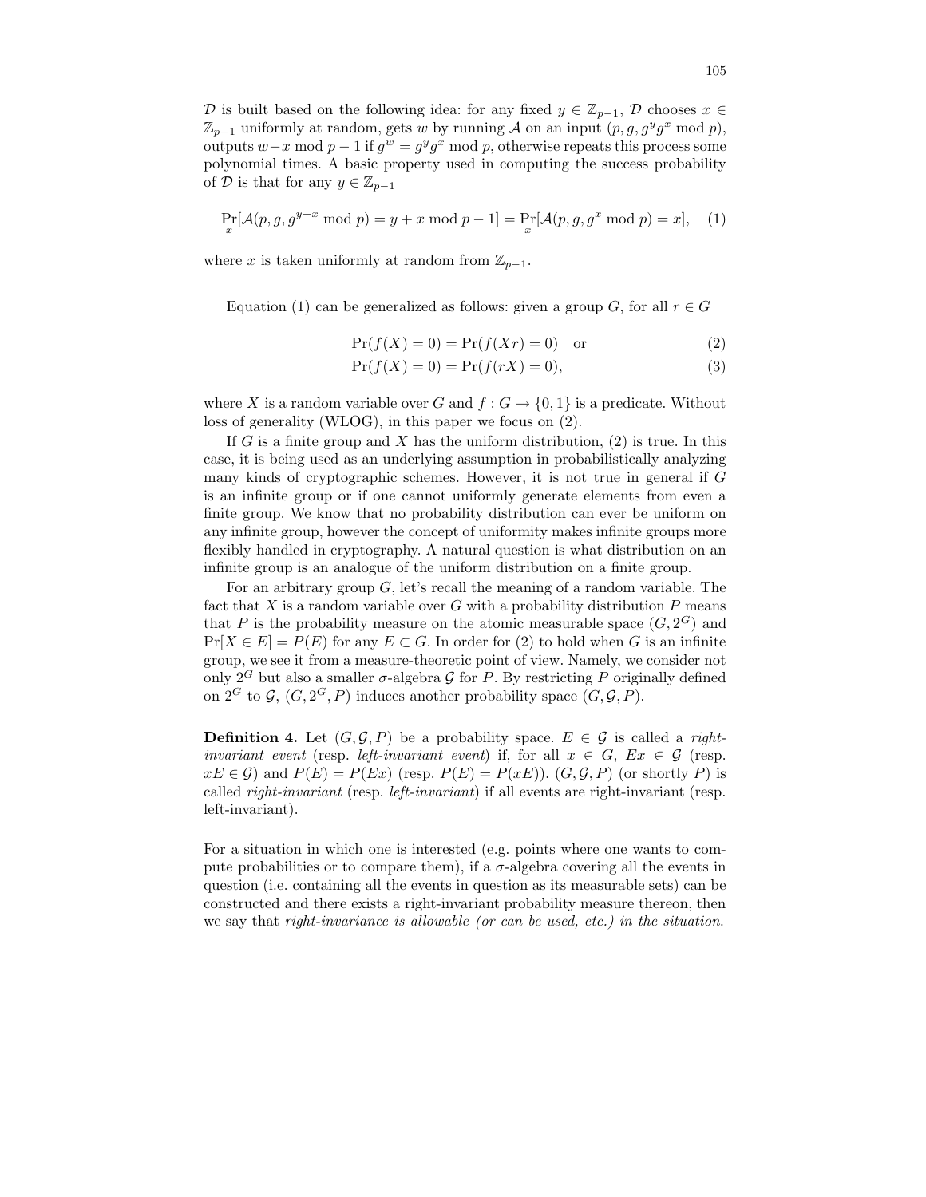$\mathcal{D}$ is built based on the following idea: for any fixed $y \in \mathbb{Z}_{p-1}$, $\mathcal{D}$ chooses $x \in \mathbb{Z}_{p-1}$ uniformly at random, gets $w$ by running $\mathcal{A}$ on an input $(p, g, g^y g^x \bmod p)$, outputs $w - x \bmod p-1$ if $g^w = g^y g^x \bmod p$, otherwise repeats this process some polynomial times. A basic property used in computing the success probability of $\mathcal{D}$ is that for any $y \in \mathbb{Z}_{p-1}$

$$\Pr_x[\mathcal{A}(p, g, g^{y+x} \bmod p) = y + x \bmod p-1] = \Pr_x[\mathcal{A}(p, g, g^x \bmod p) = x], \quad (1)$$

where $x$ is taken uniformly at random from $\mathbb{Z}_{p-1}$.

Equation (1) can be generalized as follows: given a group $G$, for all $r \in G$

$$\Pr(f(X) = 0) = \Pr(f(Xr) = 0) \quad \text{or} \quad (2)$$

$$\Pr(f(X) = 0) = \Pr(f(rX) = 0), \quad (3)$$

where $X$ is a random variable over $G$ and $f : G \to \{0, 1\}$ is a predicate. Without loss of generality (WLOG), in this paper we focus on (2).

If $G$ is a finite group and $X$ has the uniform distribution, (2) is true. In this case, it is being used as an underlying assumption in probabilistically analyzing many kinds of cryptographic schemes. However, it is not true in general if $G$ is an infinite group or if one cannot uniformly generate elements from even a finite group. We know that no probability distribution can ever be uniform on any infinite group, however the concept of uniformity makes infinite groups more flexibly handled in cryptography. A natural question is what distribution on an infinite group is an analogue of the uniform distribution on a finite group.

For an arbitrary group $G$, let's recall the meaning of a random variable. The fact that $X$ is a random variable over $G$ with a probability distribution $P$ means that $P$ is the probability measure on the atomic measurable space $(G, 2^G)$ and $\Pr[X \in E] = P(E)$ for any $E \subset G$. In order for (2) to hold when $G$ is an infinite group, we see it from a measure-theoretic point of view. Namely, we consider not only $2^G$ but also a smaller $\sigma$-algebra $\mathcal{G}$ for $P$. By restricting $P$ originally defined on $2^G$ to $\mathcal{G}$, $(G, 2^G, P)$ induces another probability space $(G, \mathcal{G}, P)$.

**Definition 4.** Let $(G, \mathcal{G}, P)$ be a probability space. $E \in \mathcal{G}$ is called a *right-invariant event* (resp. *left-invariant event*) if, for all $x \in G$, $Ex \in \mathcal{G}$ (resp. $xE \in \mathcal{G}$) and $P(E) = P(Ex)$ (resp. $P(E) = P(xE)$). $(G, \mathcal{G}, P)$ (or shortly $P$) is called *right-invariant* (resp. *left-invariant*) if all events are right-invariant (resp. left-invariant).

For a situation in which one is interested (e.g. points where one wants to compute probabilities or to compare them), if a $\sigma$-algebra covering all the events in question (i.e. containing all the events in question as its measurable sets) can be constructed and there exists a right-invariant probability measure thereon, then we say that *right-invariance is allowable (or can be used, etc.) in the situation.*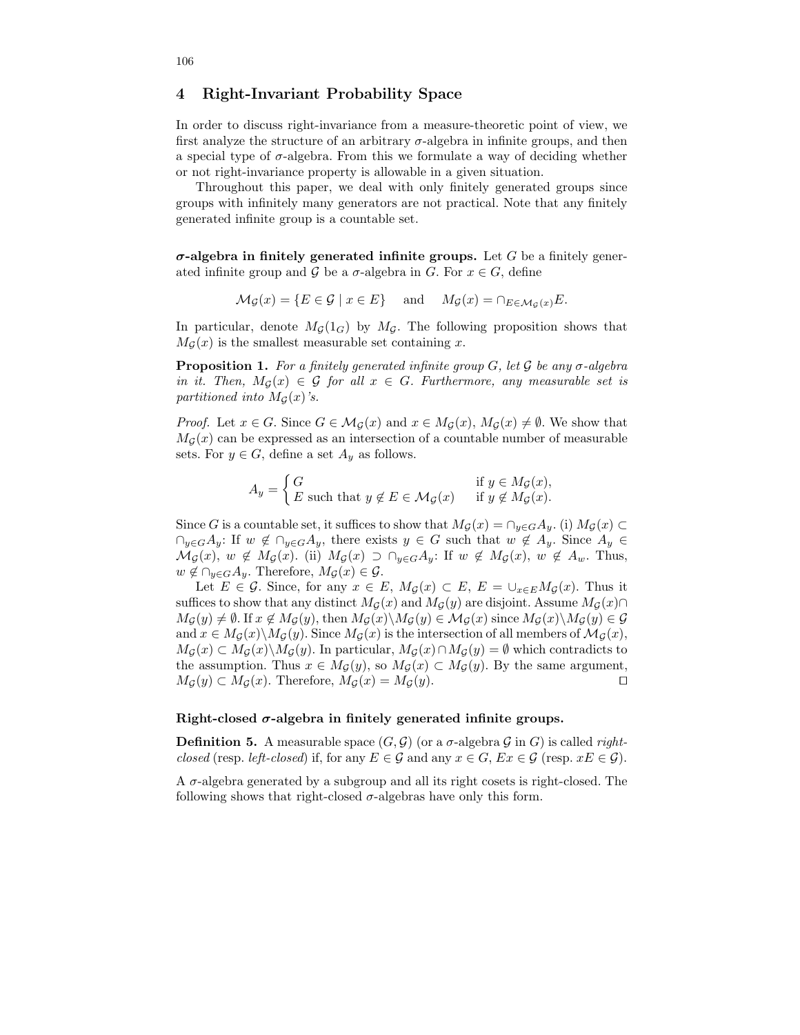## 4 Right-Invariant Probability Space

In order to discuss right-invariance from a measure-theoretic point of view, we first analyze the structure of an arbitrary $\sigma$-algebra in infinite groups, and then a special type of $\sigma$-algebra. From this we formulate a way of deciding whether or not right-invariance property is allowable in a given situation.

Throughout this paper, we deal with only finitely generated groups since groups with infinitely many generators are not practical. Note that any finitely generated infinite group is a countable set.

**$\sigma$-algebra in finitely generated infinite groups.** Let $G$ be a finitely generated infinite group and $\mathcal{G}$ be a $\sigma$-algebra in $G$. For $x \in G$, define

$$\mathcal{M}_{\mathcal{G}}(x) = \{E \in \mathcal{G} \mid x \in E\} \quad \text{and} \quad M_{\mathcal{G}}(x) = \cap_{E \in \mathcal{M}_{\mathcal{G}}(x)} E.$$

In particular, denote $M_{\mathcal{G}}(1_G)$ by $M_{\mathcal{G}}$. The following proposition shows that $M_{\mathcal{G}}(x)$ is the smallest measurable set containing $x$.

**Proposition 1.** *For a finitely generated infinite group $G$, let $\mathcal{G}$ be any $\sigma$-algebra in it. Then, $M_{\mathcal{G}}(x) \in \mathcal{G}$ for all $x \in G$. Furthermore, any measurable set is partitioned into $M_{\mathcal{G}}(x)$'s.*

*Proof.* Let $x \in G$. Since $G \in \mathcal{M}_{\mathcal{G}}(x)$ and $x \in M_{\mathcal{G}}(x)$, $M_{\mathcal{G}}(x) \neq \emptyset$. We show that $M_{\mathcal{G}}(x)$ can be expressed as an intersection of a countable number of measurable sets. For $y \in G$, define a set $A_y$ as follows.

$$A_y = \begin{cases} G & \text{if } y \in M_{\mathcal{G}}(x), \\ E \text{ such that } y \notin E \in \mathcal{M}_{\mathcal{G}}(x) & \text{if } y \notin M_{\mathcal{G}}(x). \end{cases}$$

Since $G$ is a countable set, it suffices to show that $M_{\mathcal{G}}(x) = \cap_{y \in G} A_y$. (i) $M_{\mathcal{G}}(x) \subset \cap_{y \in G} A_y$: If $w \notin \cap_{y \in G} A_y$, there exists $y \in G$ such that $w \notin A_y$. Since $A_y \in \mathcal{M}_{\mathcal{G}}(x)$, $w \notin M_{\mathcal{G}}(x)$. (ii) $M_{\mathcal{G}}(x) \supset \cap_{y \in G} A_y$: If $w \notin M_{\mathcal{G}}(x)$, $w \notin A_w$. Thus, $w \notin \cap_{y \in G} A_y$. Therefore, $M_{\mathcal{G}}(x) \in \mathcal{G}$.

Let $E \in \mathcal{G}$. Since, for any $x \in E$, $M_{\mathcal{G}}(x) \subset E$, $E = \cup_{x \in E} M_{\mathcal{G}}(x)$. Thus it suffices to show that any distinct $M_{\mathcal{G}}(x)$ and $M_{\mathcal{G}}(y)$ are disjoint. Assume $M_{\mathcal{G}}(x) \cap M_{\mathcal{G}}(y) \neq \emptyset$. If $x \notin M_{\mathcal{G}}(y)$, then $M_{\mathcal{G}}(x) \backslash M_{\mathcal{G}}(y) \in \mathcal{M}_{\mathcal{G}}(x)$ since $M_{\mathcal{G}}(x) \backslash M_{\mathcal{G}}(y) \in \mathcal{G}$ and $x \in M_{\mathcal{G}}(x) \backslash M_{\mathcal{G}}(y)$. Since $M_{\mathcal{G}}(x)$ is the intersection of all members of $\mathcal{M}_{\mathcal{G}}(x)$, $M_{\mathcal{G}}(x) \subset M_{\mathcal{G}}(x) \backslash M_{\mathcal{G}}(y)$. In particular, $M_{\mathcal{G}}(x) \cap M_{\mathcal{G}}(y) = \emptyset$ which contradicts to the assumption. Thus $x \in M_{\mathcal{G}}(y)$, so $M_{\mathcal{G}}(x) \subset M_{\mathcal{G}}(y)$. By the same argument, $M_{\mathcal{G}}(y) \subset M_{\mathcal{G}}(x)$. Therefore, $M_{\mathcal{G}}(x) = M_{\mathcal{G}}(y)$. ◻

**Right-closed $\sigma$-algebra in finitely generated infinite groups.**

**Definition 5.** A measurable space $(G, \mathcal{G})$ (or a $\sigma$-algebra $\mathcal{G}$ in $G$) is called *right-closed* (resp. *left-closed*) if, for any $E \in \mathcal{G}$ and any $x \in G$, $Ex \in \mathcal{G}$ (resp. $xE \in \mathcal{G}$).

A $\sigma$-algebra generated by a subgroup and all its right cosets is right-closed. The following shows that right-closed $\sigma$-algebras have only this form.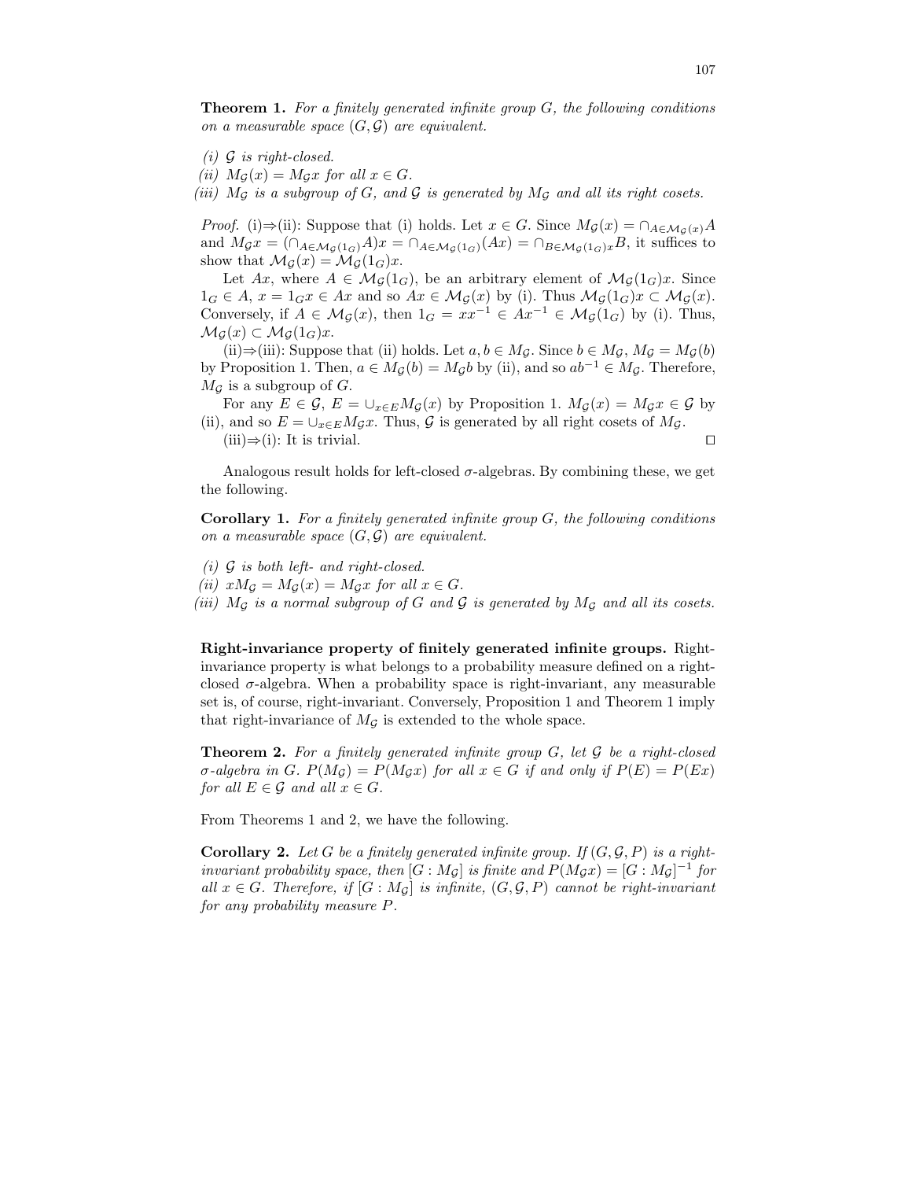**Theorem 1.** *For a finitely generated infinite group $G$, the following conditions on a measurable space $(G, \mathcal{G})$ are equivalent.*

*(i) $\mathcal{G}$ is right-closed.*
*(ii) $M_{\mathcal{G}}(x) = M_{\mathcal{G}}x$ for all $x \in G$.*
*(iii) $M_{\mathcal{G}}$ is a subgroup of $G$, and $\mathcal{G}$ is generated by $M_{\mathcal{G}}$ and all its right cosets.*

*Proof.* (i)⇒(ii): Suppose that (i) holds. Let $x \in G$. Since $M_{\mathcal{G}}(x) = \cap_{A \in \mathcal{M}_{\mathcal{G}}(x)} A$ and $M_{\mathcal{G}}x = (\cap_{A \in \mathcal{M}_{\mathcal{G}}(1_G)} A)x = \cap_{A \in \mathcal{M}_{\mathcal{G}}(1_G)}(Ax) = \cap_{B \in \mathcal{M}_{\mathcal{G}}(1_G)x} B$, it suffices to show that $\mathcal{M}_{\mathcal{G}}(x) = \mathcal{M}_{\mathcal{G}}(1_G)x$.

Let $Ax$, where $A \in \mathcal{M}_{\mathcal{G}}(1_G)$, be an arbitrary element of $\mathcal{M}_{\mathcal{G}}(1_G)x$. Since $1_G \in A$, $x = 1_G x \in Ax$ and so $Ax \in \mathcal{M}_{\mathcal{G}}(x)$ by (i). Thus $\mathcal{M}_{\mathcal{G}}(1_G)x \subset \mathcal{M}_{\mathcal{G}}(x)$. Conversely, if $A \in \mathcal{M}_{\mathcal{G}}(x)$, then $1_G = xx^{-1} \in Ax^{-1} \in \mathcal{M}_{\mathcal{G}}(1_G)$ by (i). Thus, $\mathcal{M}_{\mathcal{G}}(x) \subset \mathcal{M}_{\mathcal{G}}(1_G)x$.

(ii)⇒(iii): Suppose that (ii) holds. Let $a, b \in M_{\mathcal{G}}$. Since $b \in M_{\mathcal{G}}$, $M_{\mathcal{G}} = M_{\mathcal{G}}(b)$ by Proposition 1. Then, $a \in M_{\mathcal{G}}(b) = M_{\mathcal{G}}b$ by (ii), and so $ab^{-1} \in M_{\mathcal{G}}$. Therefore, $M_{\mathcal{G}}$ is a subgroup of $G$.

For any $E \in \mathcal{G}$, $E = \cup_{x \in E} M_{\mathcal{G}}(x)$ by Proposition 1. $M_{\mathcal{G}}(x) = M_{\mathcal{G}}x \in \mathcal{G}$ by (ii), and so $E = \cup_{x \in E} M_{\mathcal{G}}x$. Thus, $\mathcal{G}$ is generated by all right cosets of $M_{\mathcal{G}}$.

(iii)⇒(i): It is trivial. □

Analogous result holds for left-closed $\sigma$-algebras. By combining these, we get the following.

**Corollary 1.** *For a finitely generated infinite group $G$, the following conditions on a measurable space $(G, \mathcal{G})$ are equivalent.*

*(i) $\mathcal{G}$ is both left- and right-closed.*
*(ii) $xM_{\mathcal{G}} = M_{\mathcal{G}}(x) = M_{\mathcal{G}}x$ for all $x \in G$.*
*(iii) $M_{\mathcal{G}}$ is a normal subgroup of $G$ and $\mathcal{G}$ is generated by $M_{\mathcal{G}}$ and all its cosets.*

**Right-invariance property of finitely generated infinite groups.** Right-invariance property is what belongs to a probability measure defined on a right-closed $\sigma$-algebra. When a probability space is right-invariant, any measurable set is, of course, right-invariant. Conversely, Proposition 1 and Theorem 1 imply that right-invariance of $M_{\mathcal{G}}$ is extended to the whole space.

**Theorem 2.** *For a finitely generated infinite group $G$, let $\mathcal{G}$ be a right-closed $\sigma$-algebra in $G$. $P(M_{\mathcal{G}}) = P(M_{\mathcal{G}}x)$ for all $x \in G$ if and only if $P(E) = P(Ex)$ for all $E \in \mathcal{G}$ and all $x \in G$.*

From Theorems 1 and 2, we have the following.

**Corollary 2.** *Let $G$ be a finitely generated infinite group. If $(G, \mathcal{G}, P)$ is a right-invariant probability space, then $[G : M_{\mathcal{G}}]$ is finite and $P(M_{\mathcal{G}}x) = [G : M_{\mathcal{G}}]^{-1}$ for all $x \in G$. Therefore, if $[G : M_{\mathcal{G}}]$ is infinite, $(G, \mathcal{G}, P)$ cannot be right-invariant for any probability measure $P$.*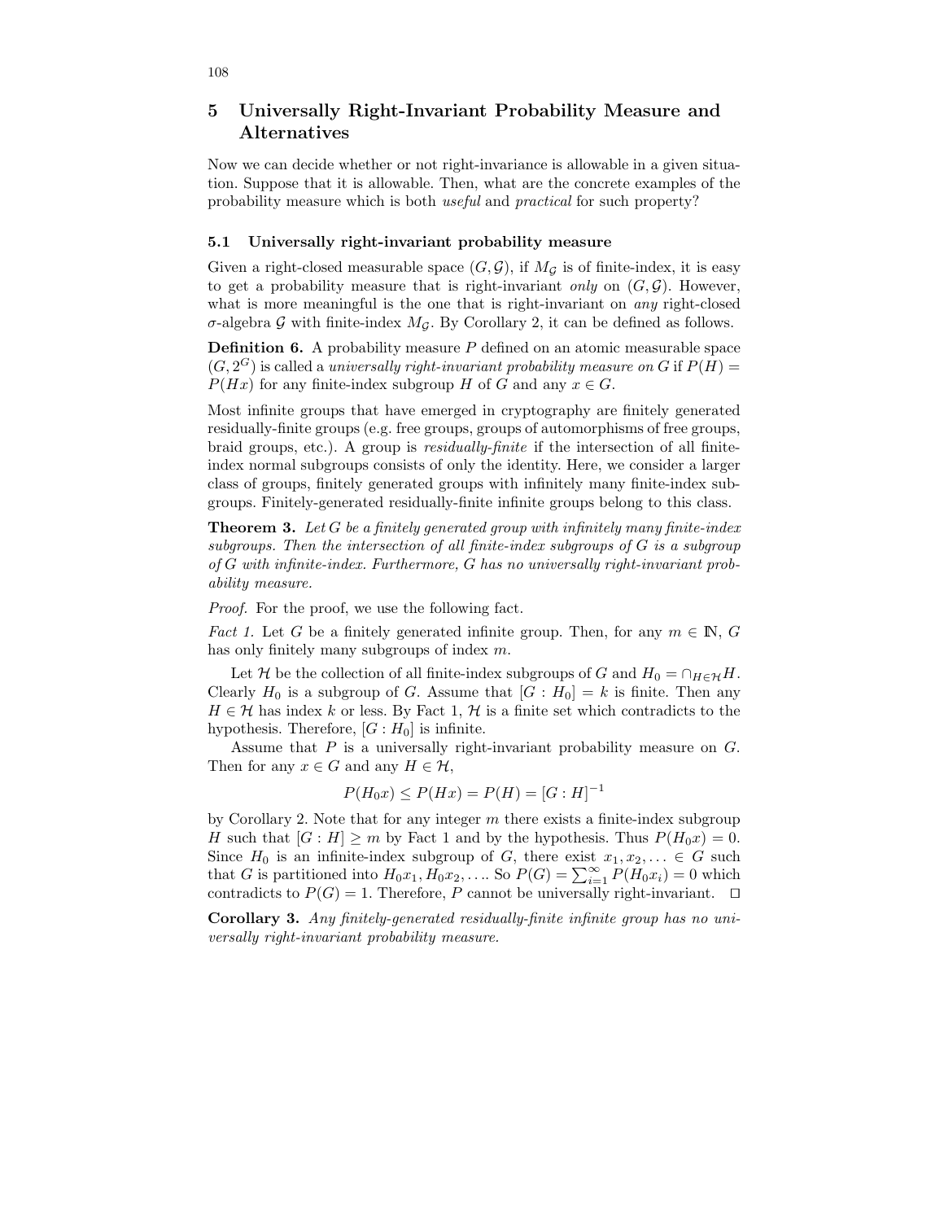## 5 Universally Right-Invariant Probability Measure and Alternatives

Now we can decide whether or not right-invariance is allowable in a given situation. Suppose that it is allowable. Then, what are the concrete examples of the probability measure which is both *useful* and *practical* for such property?

### 5.1 Universally right-invariant probability measure

Given a right-closed measurable space $(G, \mathcal{G})$, if $M_{\mathcal{G}}$ is of finite-index, it is easy to get a probability measure that is right-invariant *only* on $(G, \mathcal{G})$. However, what is more meaningful is the one that is right-invariant on *any* right-closed $\sigma$-algebra $\mathcal{G}$ with finite-index $M_{\mathcal{G}}$. By Corollary 2, it can be defined as follows.

**Definition 6.** A probability measure $P$ defined on an atomic measurable space $(G, 2^G)$ is called a *universally right-invariant probability measure on* $G$ if $P(H) = P(Hx)$ for any finite-index subgroup $H$ of $G$ and any $x \in G$.

Most infinite groups that have emerged in cryptography are finitely generated residually-finite groups (e.g. free groups, groups of automorphisms of free groups, braid groups, etc.). A group is *residually-finite* if the intersection of all finite-index normal subgroups consists of only the identity. Here, we consider a larger class of groups, finitely generated groups with infinitely many finite-index subgroups. Finitely-generated residually-finite infinite groups belong to this class.

**Theorem 3.** *Let $G$ be a finitely generated group with infinitely many finite-index subgroups. Then the intersection of all finite-index subgroups of $G$ is a subgroup of $G$ with infinite-index. Furthermore, $G$ has no universally right-invariant probability measure.*

*Proof.* For the proof, we use the following fact.

*Fact 1.* Let $G$ be a finitely generated infinite group. Then, for any $m \in \mathbb{N}$, $G$ has only finitely many subgroups of index $m$.

Let $\mathcal{H}$ be the collection of all finite-index subgroups of $G$ and $H_0 = \cap_{H \in \mathcal{H}} H$. Clearly $H_0$ is a subgroup of $G$. Assume that $[G : H_0] = k$ is finite. Then any $H \in \mathcal{H}$ has index $k$ or less. By Fact 1, $\mathcal{H}$ is a finite set which contradicts to the hypothesis. Therefore, $[G : H_0]$ is infinite.

Assume that $P$ is a universally right-invariant probability measure on $G$. Then for any $x \in G$ and any $H \in \mathcal{H}$,

$$P(H_0 x) \leq P(Hx) = P(H) = [G : H]^{-1}$$

by Corollary 2. Note that for any integer $m$ there exists a finite-index subgroup $H$ such that $[G : H] \geq m$ by Fact 1 and by the hypothesis. Thus $P(H_0 x) = 0$. Since $H_0$ is an infinite-index subgroup of $G$, there exist $x_1, x_2, \ldots \in G$ such that $G$ is partitioned into $H_0 x_1, H_0 x_2, \ldots$. So $P(G) = \sum_{i=1}^{\infty} P(H_0 x_i) = 0$ which contradicts to $P(G) = 1$. Therefore, $P$ cannot be universally right-invariant. $\square$

**Corollary 3.** *Any finitely-generated residually-finite infinite group has no universally right-invariant probability measure.*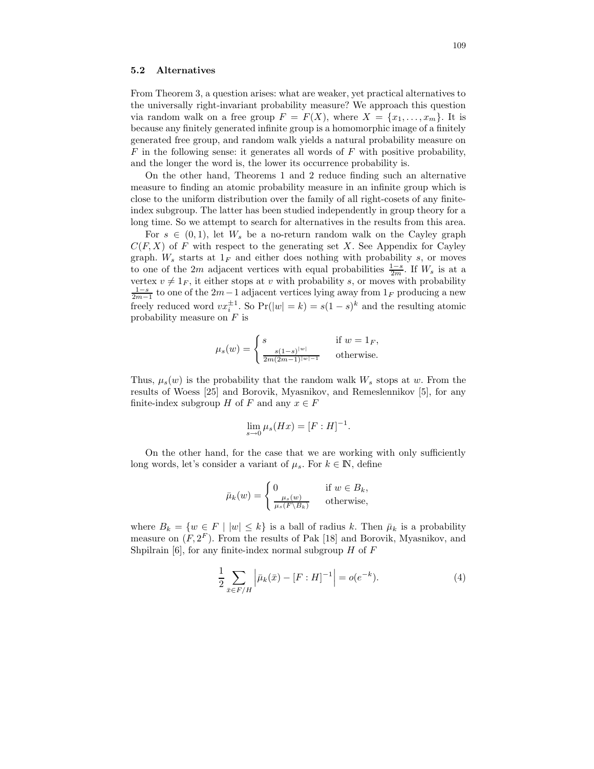### 5.2 Alternatives

From Theorem 3, a question arises: what are weaker, yet practical alternatives to the universally right-invariant probability measure? We approach this question via random walk on a free group $F = F(X)$, where $X = \{x_1, \ldots, x_m\}$. It is because any finitely generated infinite group is a homomorphic image of a finitely generated free group, and random walk yields a natural probability measure on $F$ in the following sense: it generates all words of $F$ with positive probability, and the longer the word is, the lower its occurrence probability is.

On the other hand, Theorems 1 and 2 reduce finding such an alternative measure to finding an atomic probability measure in an infinite group which is close to the uniform distribution over the family of all right-cosets of any finite-index subgroup. The latter has been studied independently in group theory for a long time. So we attempt to search for alternatives in the results from this area.

For $s \in (0, 1)$, let $W_s$ be a no-return random walk on the Cayley graph $C(F, X)$ of $F$ with respect to the generating set $X$. See Appendix for Cayley graph. $W_s$ starts at $1_F$ and either does nothing with probability $s$, or moves to one of the $2m$ adjacent vertices with equal probabilities $\frac{1-s}{2m}$. If $W_s$ is at a vertex $v \neq 1_F$, it either stops at $v$ with probability $s$, or moves with probability $\frac{1-s}{2m-1}$ to one of the $2m-1$ adjacent vertices lying away from $1_F$ producing a new freely reduced word $vx_i^{\pm 1}$. So $\Pr(|w| = k) = s(1-s)^k$ and the resulting atomic probability measure on $F$ is

$$\mu_s(w) = \begin{cases} s & \text{if } w = 1_F, \\ \frac{s(1-s)^{|w|}}{2m(2m-1)^{|w|-1}} & \text{otherwise.} \end{cases}$$

Thus, $\mu_s(w)$ is the probability that the random walk $W_s$ stops at $w$. From the results of Woess [25] and Borovik, Myasnikov, and Remeslennikov [5], for any finite-index subgroup $H$ of $F$ and any $x \in F$

$$\lim_{s \to 0} \mu_s(Hx) = [F : H]^{-1}.$$

On the other hand, for the case that we are working with only sufficiently long words, let's consider a variant of $\mu_s$. For $k \in \mathbb{N}$, define

$$\bar{\mu}_k(w) = \begin{cases} 0 & \text{if } w \in B_k, \\ \frac{\mu_s(w)}{\mu_s(F \setminus B_k)} & \text{otherwise,} \end{cases}$$

where $B_k = \{w \in F \mid |w| \leq k\}$ is a ball of radius $k$. Then $\bar{\mu}_k$ is a probability measure on $(F, 2^F)$. From the results of Pak [18] and Borovik, Myasnikov, and Shpilrain [6], for any finite-index normal subgroup $H$ of $F$

$$\frac{1}{2} \sum_{\bar{x} \in F/H} \left| \bar{\mu}_k(\bar{x}) - [F : H]^{-1} \right| = o(e^{-k}). \tag{4}$$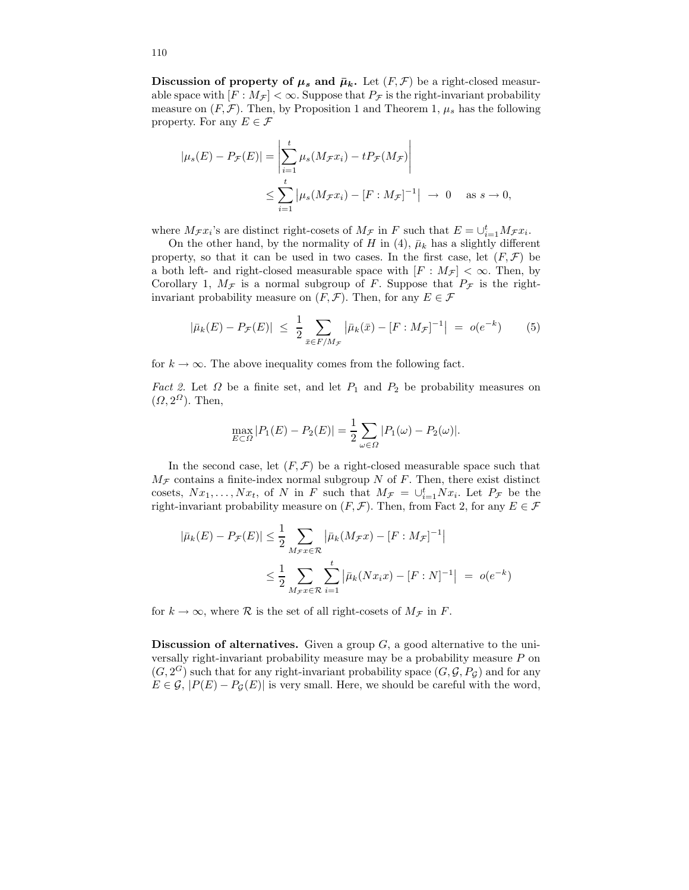**Discussion of property of $\mu_s$ and $\bar{\mu}_k$.** Let $(F, \mathcal{F})$ be a right-closed measurable space with $[F : M_{\mathcal{F}}] < \infty$. Suppose that $P_{\mathcal{F}}$ is the right-invariant probability measure on $(F, \mathcal{F})$. Then, by Proposition 1 and Theorem 1, $\mu_s$ has the following property. For any $E \in \mathcal{F}$

$$
\begin{aligned}
|\mu_s(E) - P_{\mathcal{F}}(E)| &= \left| \sum_{i=1}^{t} \mu_s(M_{\mathcal{F}} x_i) - t P_{\mathcal{F}}(M_{\mathcal{F}}) \right| \\
&\leq \sum_{i=1}^{t} \left| \mu_s(M_{\mathcal{F}} x_i) - [F : M_{\mathcal{F}}]^{-1} \right| \ \to \ 0 \quad \text{ as } s \to 0,
\end{aligned}
$$

where $M_{\mathcal{F}} x_i$'s are distinct right-cosets of $M_{\mathcal{F}}$ in $F$ such that $E = \cup_{i=1}^{t} M_{\mathcal{F}} x_i$.

On the other hand, by the normality of $H$ in (4), $\bar{\mu}_k$ has a slightly different property, so that it can be used in two cases. In the first case, let $(F, \mathcal{F})$ be a both left- and right-closed measurable space with $[F : M_{\mathcal{F}}] < \infty$. Then, by Corollary 1, $M_{\mathcal{F}}$ is a normal subgroup of $F$. Suppose that $P_{\mathcal{F}}$ is the right-invariant probability measure on $(F, \mathcal{F})$. Then, for any $E \in \mathcal{F}$

$$
|\bar{\mu}_k(E) - P_{\mathcal{F}}(E)| \ \leq \ \frac{1}{2} \sum_{\bar{x} \in F/M_{\mathcal{F}}} \left| \bar{\mu}_k(\bar{x}) - [F : M_{\mathcal{F}}]^{-1} \right| \ = \ o(e^{-k}) \tag{5}
$$

for $k \to \infty$. The above inequality comes from the following fact.

*Fact 2.* Let $\Omega$ be a finite set, and let $P_1$ and $P_2$ be probability measures on $(\Omega, 2^{\Omega})$. Then,

$$
\max_{E \subset \Omega} |P_1(E) - P_2(E)| = \frac{1}{2} \sum_{\omega \in \Omega} |P_1(\omega) - P_2(\omega)|.
$$

In the second case, let $(F, \mathcal{F})$ be a right-closed measurable space such that $M_{\mathcal{F}}$ contains a finite-index normal subgroup $N$ of $F$. Then, there exist distinct cosets, $N x_1, \ldots, N x_t$, of $N$ in $F$ such that $M_{\mathcal{F}} = \cup_{i=1}^{t} N x_i$. Let $P_{\mathcal{F}}$ be the right-invariant probability measure on $(F, \mathcal{F})$. Then, from Fact 2, for any $E \in \mathcal{F}$

$$
\begin{aligned}
|\bar{\mu}_k(E) - P_{\mathcal{F}}(E)| &\leq \frac{1}{2} \sum_{M_{\mathcal{F}} x \in \mathcal{R}} \left| \bar{\mu}_k(M_{\mathcal{F}} x) - [F : M_{\mathcal{F}}]^{-1} \right| \\
&\leq \frac{1}{2} \sum_{M_{\mathcal{F}} x \in \mathcal{R}} \sum_{i=1}^{t} \left| \bar{\mu}_k(N x_i x) - [F : N]^{-1} \right| \ = \ o(e^{-k})
\end{aligned}
$$

for $k \to \infty$, where $\mathcal{R}$ is the set of all right-cosets of $M_{\mathcal{F}}$ in $F$.

**Discussion of alternatives.** Given a group $G$, a good alternative to the universally right-invariant probability measure may be a probability measure $P$ on $(G, 2^G)$ such that for any right-invariant probability space $(G, \mathcal{G}, P_{\mathcal{G}})$ and for any $E \in \mathcal{G}$, $|P(E) - P_{\mathcal{G}}(E)|$ is very small. Here, we should be careful with the word,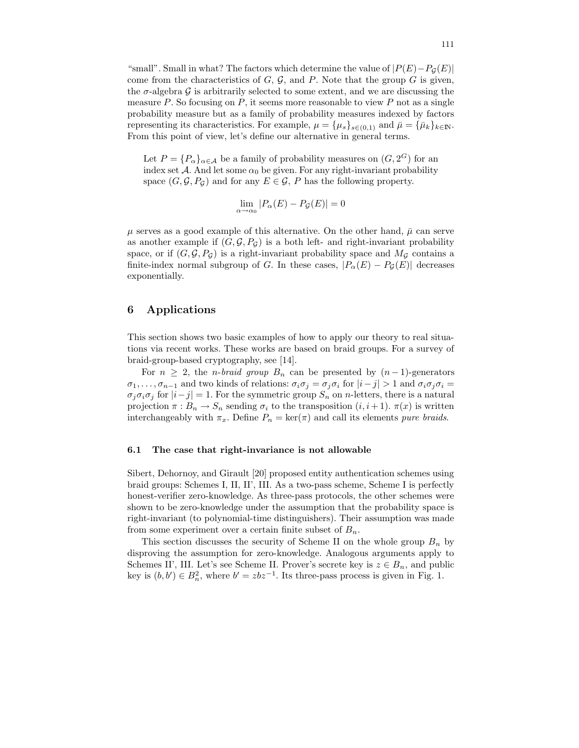"small". Small in what? The factors which determine the value of $|P(E)-P_{\mathcal{G}}(E)|$ come from the characteristics of $G$, $\mathcal{G}$, and $P$. Note that the group $G$ is given, the $\sigma$-algebra $\mathcal{G}$ is arbitrarily selected to some extent, and we are discussing the measure $P$. So focusing on $P$, it seems more reasonable to view $P$ not as a single probability measure but as a family of probability measures indexed by factors representing its characteristics. For example, $\mu = \{\mu_s\}_{s\in(0,1)}$ and $\bar{\mu} = \{\bar{\mu}_k\}_{k\in\mathbb{N}}$. From this point of view, let's define our alternative in general terms.

> Let $P = \{P_\alpha\}_{\alpha\in\mathcal{A}}$ be a family of probability measures on $(G, 2^G)$ for an index set $\mathcal{A}$. And let some $\alpha_0$ be given. For any right-invariant probability space $(G, \mathcal{G}, P_{\mathcal{G}})$ and for any $E \in \mathcal{G}$, $P$ has the following property.
>
> $$\lim_{\alpha\to\alpha_0} |P_\alpha(E) - P_{\mathcal{G}}(E)| = 0$$

$\mu$ serves as a good example of this alternative. On the other hand, $\bar{\mu}$ can serve as another example if $(G, \mathcal{G}, P_{\mathcal{G}})$ is a both left- and right-invariant probability space, or if $(G, \mathcal{G}, P_{\mathcal{G}})$ is a right-invariant probability space and $M_{\mathcal{G}}$ contains a finite-index normal subgroup of $G$. In these cases, $|P_\alpha(E) - P_{\mathcal{G}}(E)|$ decreases exponentially.

## 6 Applications

This section shows two basic examples of how to apply our theory to real situations via recent works. These works are based on braid groups. For a survey of braid-group-based cryptography, see [14].

For $n \geq 2$, the *n-braid group* $B_n$ can be presented by $(n-1)$-generators $\sigma_1, \ldots, \sigma_{n-1}$ and two kinds of relations: $\sigma_i\sigma_j = \sigma_j\sigma_i$ for $|i-j| > 1$ and $\sigma_i\sigma_j\sigma_i = \sigma_j\sigma_i\sigma_j$ for $|i-j| = 1$. For the symmetric group $S_n$ on $n$-letters, there is a natural projection $\pi : B_n \to S_n$ sending $\sigma_i$ to the transposition $(i, i+1)$. $\pi(x)$ is written interchangeably with $\pi_x$. Define $P_n = \ker(\pi)$ and call its elements *pure braids*.

### 6.1 The case that right-invariance is not allowable

Sibert, Dehornoy, and Girault [20] proposed entity authentication schemes using braid groups: Schemes I, II, II', III. As a two-pass scheme, Scheme I is perfectly honest-verifier zero-knowledge. As three-pass protocols, the other schemes were shown to be zero-knowledge under the assumption that the probability space is right-invariant (to polynomial-time distinguishers). Their assumption was made from some experiment over a certain finite subset of $B_n$.

This section discusses the security of Scheme II on the whole group $B_n$ by disproving the assumption for zero-knowledge. Analogous arguments apply to Schemes II', III. Let's see Scheme II. Prover's secrete key is $z \in B_n$, and public key is $(b, b') \in B_n^2$, where $b' = zbz^{-1}$. Its three-pass process is given in Fig. 1.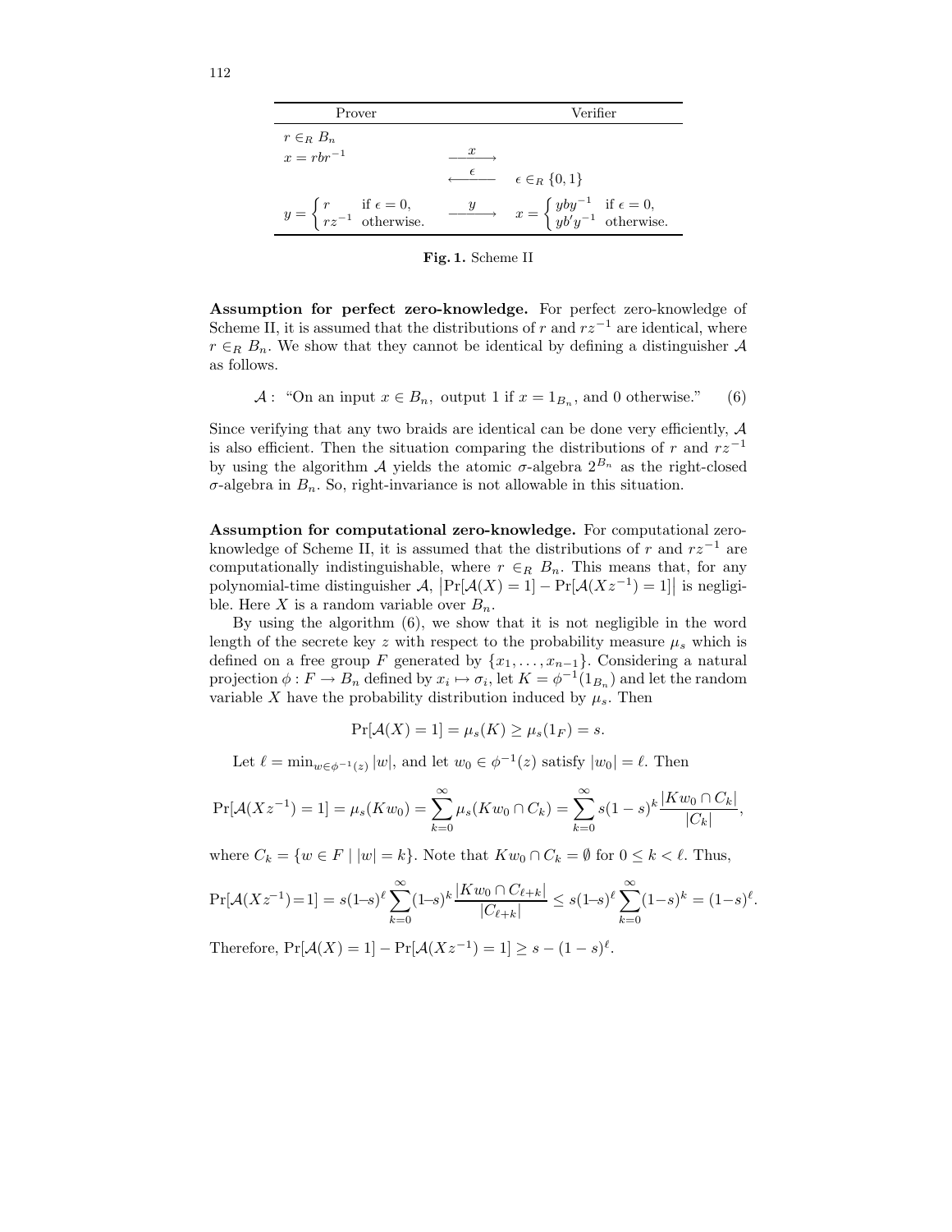| Prover | | Verifier |
|---|---|---|
| $r \in_R B_n$ | | |
| $x = rbr^{-1}$ | $\xrightarrow{\quad x \quad}$ | |
| | $\xleftarrow{\quad \epsilon \quad}$ | $\epsilon \in_R \{0,1\}$ |
| $y = \begin{cases} r & \text{if } \epsilon = 0, \\ rz^{-1} & \text{otherwise.} \end{cases}$ | $\xrightarrow{\quad y \quad}$ | $x = \begin{cases} yby^{-1} & \text{if } \epsilon = 0, \\ yb'y^{-1} & \text{otherwise.} \end{cases}$ |

**Fig. 1.** Scheme II

**Assumption for perfect zero-knowledge.** For perfect zero-knowledge of Scheme II, it is assumed that the distributions of $r$ and $rz^{-1}$ are identical, where $r \in_R B_n$. We show that they cannot be identical by defining a distinguisher $\mathcal{A}$ as follows.

$$\mathcal{A}: \text{ "On an input } x \in B_n, \text{ output 1 if } x = 1_{B_n}, \text{ and 0 otherwise."} \tag{6}$$

Since verifying that any two braids are identical can be done very efficiently, $\mathcal{A}$ is also efficient. Then the situation comparing the distributions of $r$ and $rz^{-1}$ by using the algorithm $\mathcal{A}$ yields the atomic $\sigma$-algebra $2^{B_n}$ as the right-closed $\sigma$-algebra in $B_n$. So, right-invariance is not allowable in this situation.

**Assumption for computational zero-knowledge.** For computational zero-knowledge of Scheme II, it is assumed that the distributions of $r$ and $rz^{-1}$ are computationally indistinguishable, where $r \in_R B_n$. This means that, for any polynomial-time distinguisher $\mathcal{A}$, $\left|\Pr[\mathcal{A}(X) = 1] - \Pr[\mathcal{A}(Xz^{-1}) = 1]\right|$ is negligible. Here $X$ is a random variable over $B_n$.

By using the algorithm (6), we show that it is not negligible in the word length of the secrete key $z$ with respect to the probability measure $\mu_s$ which is defined on a free group $F$ generated by $\{x_1, \ldots, x_{n-1}\}$. Considering a natural projection $\phi : F \to B_n$ defined by $x_i \mapsto \sigma_i$, let $K = \phi^{-1}(1_{B_n})$ and let the random variable $X$ have the probability distribution induced by $\mu_s$. Then

$$\Pr[\mathcal{A}(X) = 1] = \mu_s(K) \geq \mu_s(1_F) = s.$$

Let $\ell = \min_{w \in \phi^{-1}(z)} |w|$, and let $w_0 \in \phi^{-1}(z)$ satisfy $|w_0| = \ell$. Then

$$\Pr[\mathcal{A}(Xz^{-1}) = 1] = \mu_s(Kw_0) = \sum_{k=0}^{\infty} \mu_s(Kw_0 \cap C_k) = \sum_{k=0}^{\infty} s(1-s)^k \frac{|Kw_0 \cap C_k|}{|C_k|},$$

where $C_k = \{w \in F \mid |w| = k\}$. Note that $Kw_0 \cap C_k = \emptyset$ for $0 \leq k < \ell$. Thus,

$$\Pr[\mathcal{A}(Xz^{-1}) = 1] = s(1-s)^\ell \sum_{k=0}^{\infty} (1-s)^k \frac{|Kw_0 \cap C_{\ell+k}|}{|C_{\ell+k}|} \leq s(1-s)^\ell \sum_{k=0}^{\infty} (1-s)^k = (1-s)^\ell.$$

Therefore, $\Pr[\mathcal{A}(X) = 1] - \Pr[\mathcal{A}(Xz^{-1}) = 1] \geq s - (1-s)^\ell$.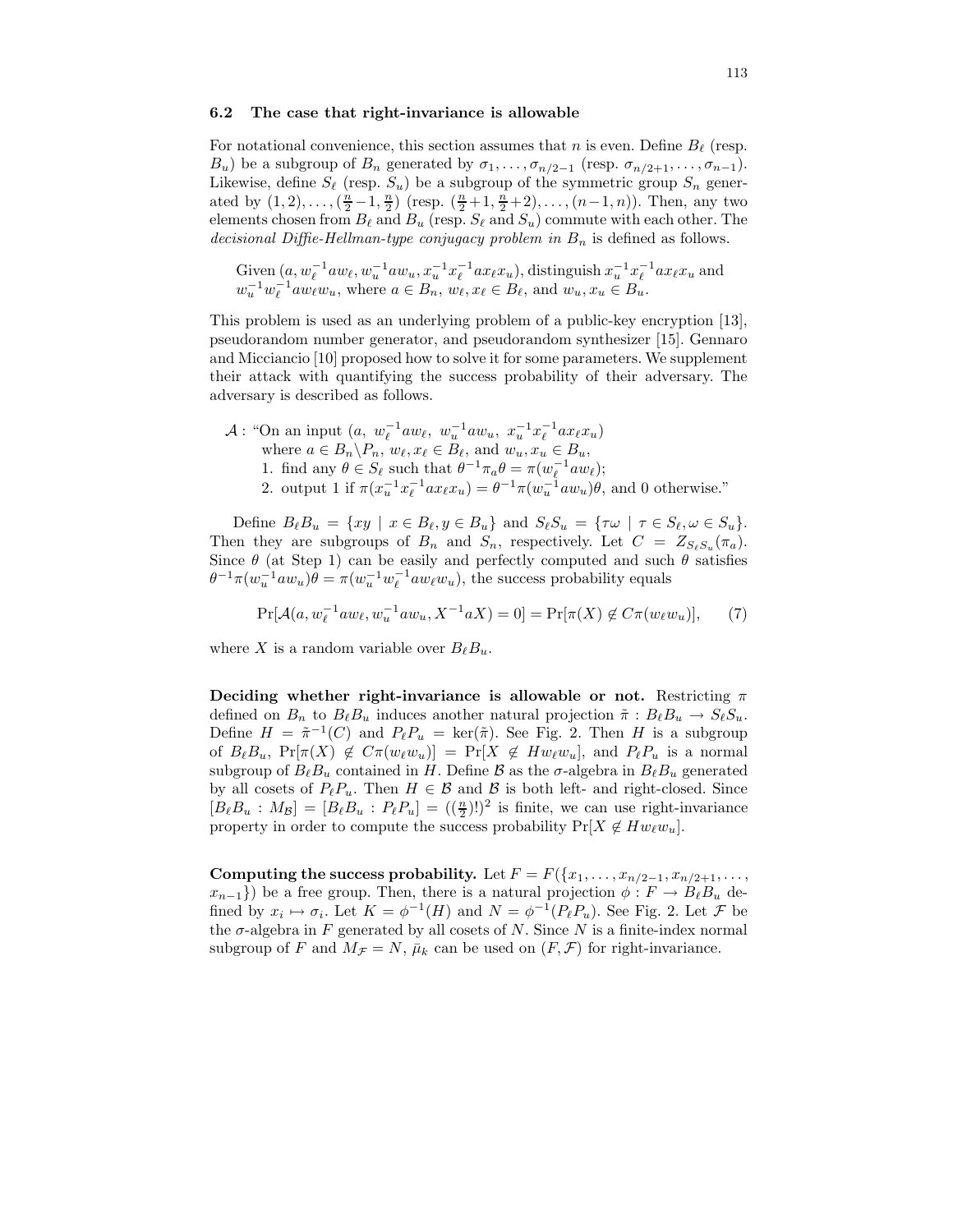### 6.2 The case that right-invariance is allowable

For notational convenience, this section assumes that $n$ is even. Define $B_\ell$ (resp. $B_u$) be a subgroup of $B_n$ generated by $\sigma_1, \ldots, \sigma_{n/2-1}$ (resp. $\sigma_{n/2+1}, \ldots, \sigma_{n-1}$). Likewise, define $S_\ell$ (resp. $S_u$) be a subgroup of the symmetric group $S_n$ generated by $(1,2), \ldots, (\frac{n}{2}-1, \frac{n}{2})$ (resp. $(\frac{n}{2}+1, \frac{n}{2}+2), \ldots, (n-1, n)$). Then, any two elements chosen from $B_\ell$ and $B_u$ (resp. $S_\ell$ and $S_u$) commute with each other. The *decisional Diffie-Hellman-type conjugacy problem in $B_n$* is defined as follows.

> Given $(a, w_\ell^{-1} a w_\ell, w_u^{-1} a w_u, x_u^{-1} x_\ell^{-1} a x_\ell x_u)$, distinguish $x_u^{-1} x_\ell^{-1} a x_\ell x_u$ and $w_u^{-1} w_\ell^{-1} a w_\ell w_u$, where $a \in B_n$, $w_\ell, x_\ell \in B_\ell$, and $w_u, x_u \in B_u$.

This problem is used as an underlying problem of a public-key encryption [13], pseudorandom number generator, and pseudorandom synthesizer [15]. Gennaro and Micciancio [10] proposed how to solve it for some parameters. We supplement their attack with quantifying the success probability of their adversary. The adversary is described as follows.

> $\mathcal{A}$ : "On an input $(a,\ w_\ell^{-1} a w_\ell,\ w_u^{-1} a w_u,\ x_u^{-1} x_\ell^{-1} a x_\ell x_u)$
> where $a \in B_n \backslash P_n$, $w_\ell, x_\ell \in B_\ell$, and $w_u, x_u \in B_u$,
> 1. find any $\theta \in S_\ell$ such that $\theta^{-1} \pi_a \theta = \pi(w_\ell^{-1} a w_\ell)$;
> 2. output 1 if $\pi(x_u^{-1} x_\ell^{-1} a x_\ell x_u) = \theta^{-1} \pi(w_u^{-1} a w_u) \theta$, and 0 otherwise."

Define $B_\ell B_u = \{xy \mid x \in B_\ell, y \in B_u\}$ and $S_\ell S_u = \{\tau\omega \mid \tau \in S_\ell, \omega \in S_u\}$. Then they are subgroups of $B_n$ and $S_n$, respectively. Let $C = Z_{S_\ell S_u}(\pi_a)$. Since $\theta$ (at Step 1) can be easily and perfectly computed and such $\theta$ satisfies $\theta^{-1} \pi(w_u^{-1} a w_u) \theta = \pi(w_u^{-1} w_\ell^{-1} a w_\ell w_u)$, the success probability equals

$$\Pr[\mathcal{A}(a, w_\ell^{-1} a w_\ell, w_u^{-1} a w_u, X^{-1} a X) = 0] = \Pr[\pi(X) \notin C\pi(w_\ell w_u)], \qquad (7)$$

where $X$ is a random variable over $B_\ell B_u$.

**Deciding whether right-invariance is allowable or not.** Restricting $\pi$ defined on $B_n$ to $B_\ell B_u$ induces another natural projection $\tilde{\pi} : B_\ell B_u \to S_\ell S_u$. Define $H = \tilde{\pi}^{-1}(C)$ and $P_\ell P_u = \ker(\tilde{\pi})$. See Fig. 2. Then $H$ is a subgroup of $B_\ell B_u$, $\Pr[\pi(X) \notin C\pi(w_\ell w_u)] = \Pr[X \notin H w_\ell w_u]$, and $P_\ell P_u$ is a normal subgroup of $B_\ell B_u$ contained in $H$. Define $\mathcal{B}$ as the $\sigma$-algebra in $B_\ell B_u$ generated by all cosets of $P_\ell P_u$. Then $H \in \mathcal{B}$ and $\mathcal{B}$ is both left- and right-closed. Since $[B_\ell B_u : M_{\mathcal{B}}] = [B_\ell B_u : P_\ell P_u] = ((\frac{n}{2})!)^2$ is finite, we can use right-invariance property in order to compute the success probability $\Pr[X \notin H w_\ell w_u]$.

**Computing the success probability.** Let $F = F(\{x_1, \ldots, x_{n/2-1}, x_{n/2+1}, \ldots, x_{n-1}\})$ be a free group. Then, there is a natural projection $\phi : F \to B_\ell B_u$ defined by $x_i \mapsto \sigma_i$. Let $K = \phi^{-1}(H)$ and $N = \phi^{-1}(P_\ell P_u)$. See Fig. 2. Let $\mathcal{F}$ be the $\sigma$-algebra in $F$ generated by all cosets of $N$. Since $N$ is a finite-index normal subgroup of $F$ and $M_{\mathcal{F}} = N$, $\bar{\mu}_k$ can be used on $(F, \mathcal{F})$ for right-invariance.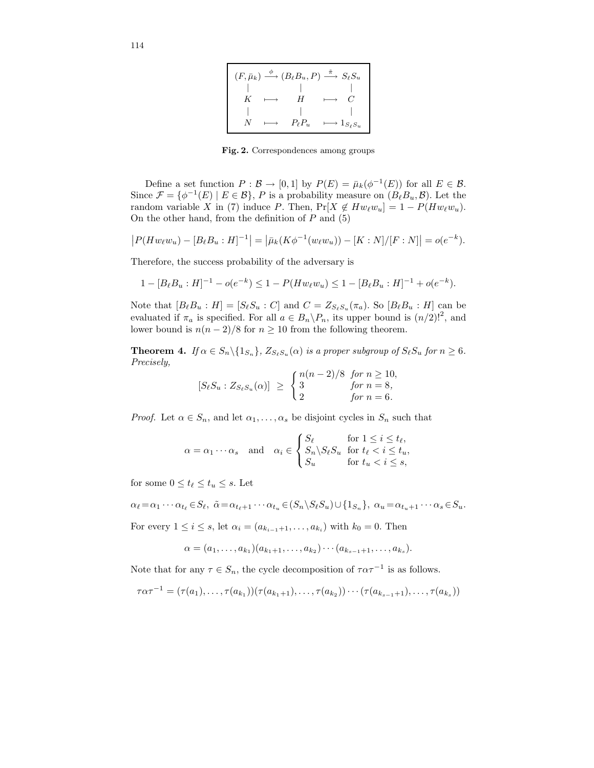$$
\begin{array}{ccccc}
(F, \bar{\mu}_k) & \xrightarrow{\phi} & (B_\ell B_u, P) & \xrightarrow{\tilde{\pi}} & S_\ell S_u \\
| & & | & & | \\
K & \longmapsto & H & \longmapsto & C \\
| & & | & & | \\
N & \longmapsto & P_\ell P_u & \longmapsto & 1_{S_\ell S_u}
\end{array}
$$

**Fig. 2.** Correspondences among groups

Define a set function $P : \mathcal{B} \to [0, 1]$ by $P(E) = \bar{\mu}_k(\phi^{-1}(E))$ for all $E \in \mathcal{B}$. Since $\mathcal{F} = \{\phi^{-1}(E) \mid E \in \mathcal{B}\}$, $P$ is a probability measure on $(B_\ell B_u, \mathcal{B})$. Let the random variable $X$ in (7) induce $P$. Then, $\Pr[X \notin Hw_\ell w_u] = 1 - P(Hw_\ell w_u)$. On the other hand, from the definition of $P$ and (5)

$$
\left|P(Hw_\ell w_u) - [B_\ell B_u : H]^{-1}\right| = \left|\bar{\mu}_k(K\phi^{-1}(w_\ell w_u)) - [K : N]/[F : N]\right| = o(e^{-k}).
$$

Therefore, the success probability of the adversary is

$$
1 - [B_\ell B_u : H]^{-1} - o(e^{-k}) \leq 1 - P(Hw_\ell w_u) \leq 1 - [B_\ell B_u : H]^{-1} + o(e^{-k}).
$$

Note that $[B_\ell B_u : H] = [S_\ell S_u : C]$ and $C = Z_{S_\ell S_u}(\pi_a)$. So $[B_\ell B_u : H]$ can be evaluated if $\pi_a$ is specified. For all $a \in B_n \backslash P_n$, its upper bound is $(n/2)!^2$, and lower bound is $n(n-2)/8$ for $n \geq 10$ from the following theorem.

**Theorem 4.** *If $\alpha \in S_n \backslash \{1_{S_n}\}$, $Z_{S_\ell S_u}(\alpha)$ is a proper subgroup of $S_\ell S_u$ for $n \geq 6$. Precisely,*

$$
[S_\ell S_u : Z_{S_\ell S_u}(\alpha)] \;\geq\; \begin{cases} n(n-2)/8 & \text{for } n \geq 10, \\ 3 & \text{for } n = 8, \\ 2 & \text{for } n = 6. \end{cases}
$$

*Proof.* Let $\alpha \in S_n$, and let $\alpha_1, \ldots, \alpha_s$ be disjoint cycles in $S_n$ such that

$$
\alpha = \alpha_1 \cdots \alpha_s \quad \text{and} \quad \alpha_i \in \begin{cases} S_\ell & \text{for } 1 \leq i \leq t_\ell, \\ S_n \backslash S_\ell S_u & \text{for } t_\ell < i \leq t_u, \\ S_u & \text{for } t_u < i \leq s, \end{cases}
$$

for some $0 \leq t_\ell \leq t_u \leq s$. Let

$$
\alpha_\ell = \alpha_1 \cdots \alpha_{t_\ell} \in S_\ell, \;\; \tilde{\alpha} = \alpha_{t_\ell+1} \cdots \alpha_{t_u} \in (S_n \backslash S_\ell S_u) \cup \{1_{S_n}\}, \;\; \alpha_u = \alpha_{t_u+1} \cdots \alpha_s \in S_u.
$$

For every $1 \leq i \leq s$, let $\alpha_i = (a_{k_{i-1}+1}, \ldots, a_{k_i})$ with $k_0 = 0$. Then

$$
\alpha = (a_1, \ldots, a_{k_1})(a_{k_1+1}, \ldots, a_{k_2}) \cdots (a_{k_{s-1}+1}, \ldots, a_{k_s}).
$$

Note that for any $\tau \in S_n$, the cycle decomposition of $\tau\alpha\tau^{-1}$ is as follows.

$$
\tau\alpha\tau^{-1} = (\tau(a_1), \ldots, \tau(a_{k_1}))(\tau(a_{k_1+1}), \ldots, \tau(a_{k_2})) \cdots (\tau(a_{k_{s-1}+1}), \ldots, \tau(a_{k_s}))
$$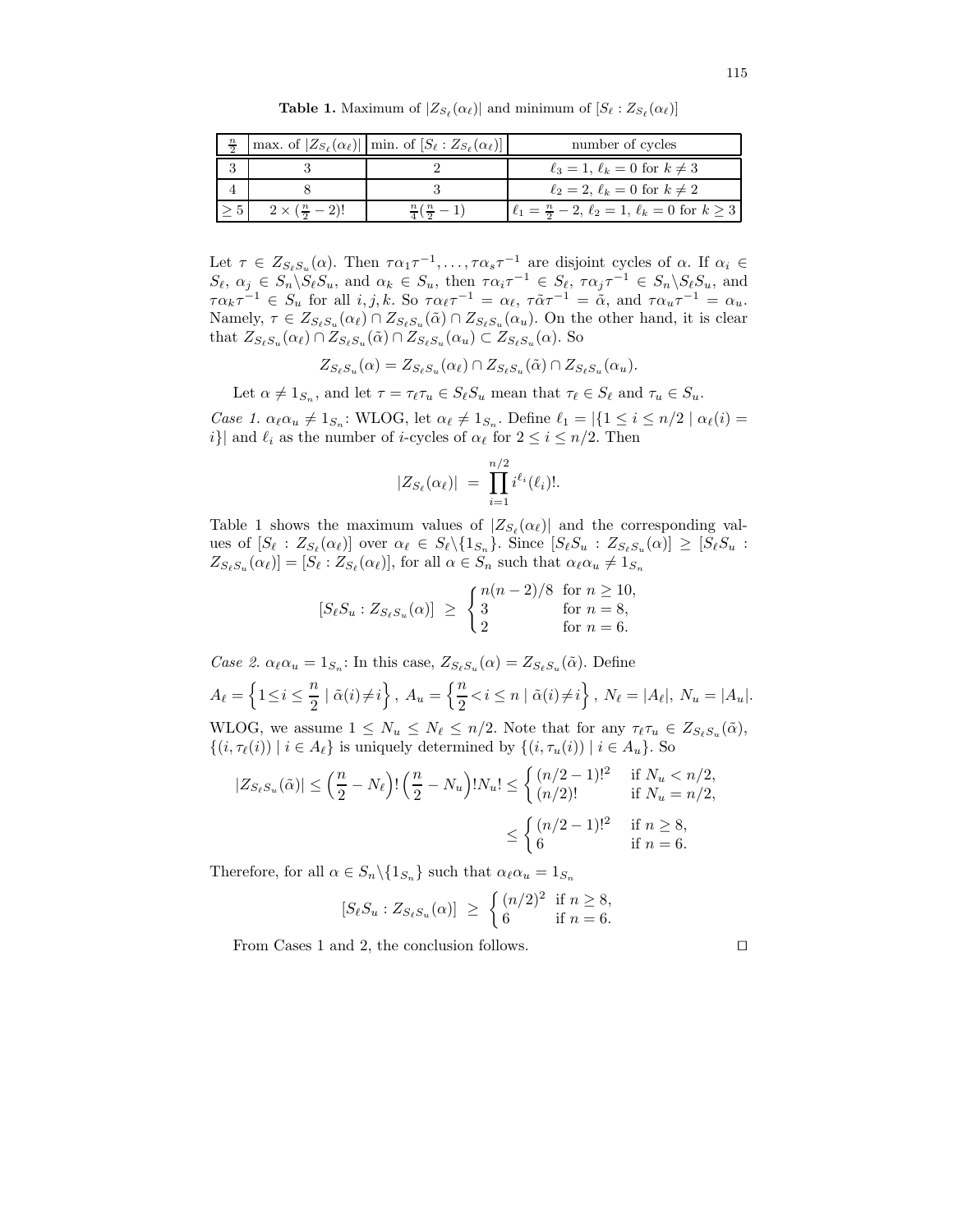**Table 1.** Maximum of $|Z_{S_\ell}(\alpha_\ell)|$ and minimum of $[S_\ell : Z_{S_\ell}(\alpha_\ell)]$

| $\frac{n}{2}$ | max. of $\lvert Z_{S_\ell}(\alpha_\ell)\rvert$ | min. of $[S_\ell : Z_{S_\ell}(\alpha_\ell)]$ | number of cycles |
|---|---|---|---|
| 3 | 3 | 2 | $\ell_3 = 1,\ \ell_k = 0$ for $k \neq 3$ |
| 4 | 8 | 3 | $\ell_2 = 2,\ \ell_k = 0$ for $k \neq 2$ |
| $\geq 5$ | $2 \times (\frac{n}{2} - 2)!$ | $\frac{n}{4}(\frac{n}{2} - 1)$ | $\ell_1 = \frac{n}{2} - 2,\ \ell_2 = 1,\ \ell_k = 0$ for $k \geq 3$ |

Let $\tau \in Z_{S_\ell S_u}(\alpha)$. Then $\tau\alpha_1\tau^{-1}, \ldots, \tau\alpha_s\tau^{-1}$ are disjoint cycles of $\alpha$. If $\alpha_i \in S_\ell$, $\alpha_j \in S_n \backslash S_\ell S_u$, and $\alpha_k \in S_u$, then $\tau\alpha_i\tau^{-1} \in S_\ell$, $\tau\alpha_j\tau^{-1} \in S_n \backslash S_\ell S_u$, and $\tau\alpha_k\tau^{-1} \in S_u$ for all $i, j, k$. So $\tau\alpha_\ell\tau^{-1} = \alpha_\ell$, $\tau\tilde{\alpha}\tau^{-1} = \tilde{\alpha}$, and $\tau\alpha_u\tau^{-1} = \alpha_u$. Namely, $\tau \in Z_{S_\ell S_u}(\alpha_\ell) \cap Z_{S_\ell S_u}(\tilde{\alpha}) \cap Z_{S_\ell S_u}(\alpha_u)$. On the other hand, it is clear that $Z_{S_\ell S_u}(\alpha_\ell) \cap Z_{S_\ell S_u}(\tilde{\alpha}) \cap Z_{S_\ell S_u}(\alpha_u) \subset Z_{S_\ell S_u}(\alpha)$. So

$$Z_{S_\ell S_u}(\alpha) = Z_{S_\ell S_u}(\alpha_\ell) \cap Z_{S_\ell S_u}(\tilde{\alpha}) \cap Z_{S_\ell S_u}(\alpha_u).$$

Let $\alpha \neq 1_{S_n}$, and let $\tau = \tau_\ell\tau_u \in S_\ell S_u$ mean that $\tau_\ell \in S_\ell$ and $\tau_u \in S_u$.

*Case 1.* $\alpha_\ell\alpha_u \neq 1_{S_n}$: WLOG, let $\alpha_\ell \neq 1_{S_n}$. Define $\ell_1 = |\{1 \leq i \leq n/2 \mid \alpha_\ell(i) = i\}|$ and $\ell_i$ as the number of $i$-cycles of $\alpha_\ell$ for $2 \leq i \leq n/2$. Then

$$|Z_{S_\ell}(\alpha_\ell)| \ = \ \prod_{i=1}^{n/2} i^{\ell_i}(\ell_i)!.$$

Table 1 shows the maximum values of $|Z_{S_\ell}(\alpha_\ell)|$ and the corresponding values of $[S_\ell : Z_{S_\ell}(\alpha_\ell)]$ over $\alpha_\ell \in S_\ell \backslash \{1_{S_n}\}$. Since $[S_\ell S_u : Z_{S_\ell S_u}(\alpha)] \geq [S_\ell S_u : Z_{S_\ell S_u}(\alpha_\ell)] = [S_\ell : Z_{S_\ell}(\alpha_\ell)]$, for all $\alpha \in S_n$ such that $\alpha_\ell\alpha_u \neq 1_{S_n}$

$$[S_\ell S_u : Z_{S_\ell S_u}(\alpha)] \ \geq \ \begin{cases} n(n-2)/8 & \text{for } n \geq 10, \\ 3 & \text{for } n = 8, \\ 2 & \text{for } n = 6. \end{cases}$$

*Case 2.* $\alpha_\ell\alpha_u = 1_{S_n}$: In this case, $Z_{S_\ell S_u}(\alpha) = Z_{S_\ell S_u}(\tilde{\alpha})$. Define

$$A_\ell = \left\{1 \leq i \leq \frac{n}{2} \mid \tilde{\alpha}(i) \neq i\right\},\ A_u = \left\{\frac{n}{2} < i \leq n \mid \tilde{\alpha}(i) \neq i\right\},\ N_\ell = |A_\ell|,\ N_u = |A_u|.$$

WLOG, we assume $1 \leq N_u \leq N_\ell \leq n/2$. Note that for any $\tau_\ell\tau_u \in Z_{S_\ell S_u}(\tilde{\alpha})$, $\{(i, \tau_\ell(i)) \mid i \in A_\ell\}$ is uniquely determined by $\{(i, \tau_u(i)) \mid i \in A_u\}$. So

$$|Z_{S_\ell S_u}(\tilde{\alpha})| \leq \left(\frac{n}{2} - N_\ell\right)! \left(\frac{n}{2} - N_u\right)! N_u! \leq \begin{cases} (n/2 - 1)!^2 & \text{if } N_u < n/2, \\ (n/2)! & \text{if } N_u = n/2, \end{cases}$$

$$\leq \begin{cases} (n/2 - 1)!^2 & \text{if } n \geq 8, \\ 6 & \text{if } n = 6. \end{cases}$$

Therefore, for all $\alpha \in S_n \backslash \{1_{S_n}\}$ such that $\alpha_\ell\alpha_u = 1_{S_n}$

$$[S_\ell S_u : Z_{S_\ell S_u}(\alpha)] \ \geq \ \begin{cases} (n/2)^2 & \text{if } n \geq 8, \\ 6 & \text{if } n = 6. \end{cases}$$

From Cases 1 and 2, the conclusion follows. □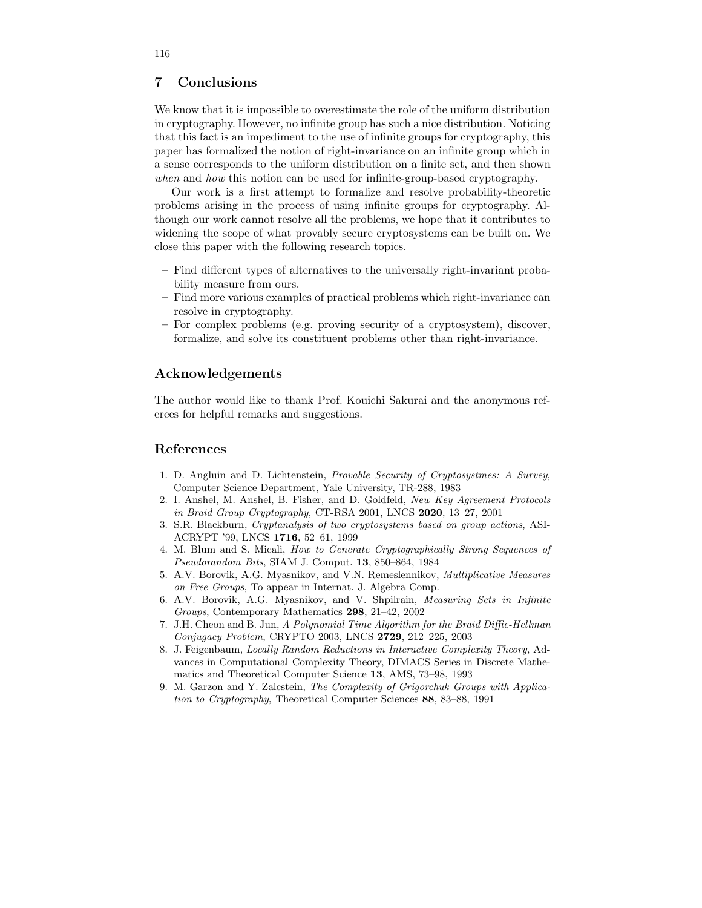## 7 Conclusions

We know that it is impossible to overestimate the role of the uniform distribution in cryptography. However, no infinite group has such a nice distribution. Noticing that this fact is an impediment to the use of infinite groups for cryptography, this paper has formalized the notion of right-invariance on an infinite group which in a sense corresponds to the uniform distribution on a finite set, and then shown *when* and *how* this notion can be used for infinite-group-based cryptography.

Our work is a first attempt to formalize and resolve probability-theoretic problems arising in the process of using infinite groups for cryptography. Although our work cannot resolve all the problems, we hope that it contributes to widening the scope of what provably secure cryptosystems can be built on. We close this paper with the following research topics.

- Find different types of alternatives to the universally right-invariant probability measure from ours.
- Find more various examples of practical problems which right-invariance can resolve in cryptography.
- For complex problems (e.g. proving security of a cryptosystem), discover, formalize, and solve its constituent problems other than right-invariance.

## Acknowledgements

The author would like to thank Prof. Kouichi Sakurai and the anonymous referees for helpful remarks and suggestions.

## References

1. D. Angluin and D. Lichtenstein, *Provable Security of Cryptosystmes: A Survey*, Computer Science Department, Yale University, TR-288, 1983
2. I. Anshel, M. Anshel, B. Fisher, and D. Goldfeld, *New Key Agreement Protocols in Braid Group Cryptography*, CT-RSA 2001, LNCS **2020**, 13–27, 2001
3. S.R. Blackburn, *Cryptanalysis of two cryptosystems based on group actions*, ASIACRYPT '99, LNCS **1716**, 52–61, 1999
4. M. Blum and S. Micali, *How to Generate Cryptographically Strong Sequences of Pseudorandom Bits*, SIAM J. Comput. **13**, 850–864, 1984
5. A.V. Borovik, A.G. Myasnikov, and V.N. Remeslennikov, *Multiplicative Measures on Free Groups*, To appear in Internat. J. Algebra Comp.
6. A.V. Borovik, A.G. Myasnikov, and V. Shpilrain, *Measuring Sets in Infinite Groups*, Contemporary Mathematics **298**, 21–42, 2002
7. J.H. Cheon and B. Jun, *A Polynomial Time Algorithm for the Braid Diffie-Hellman Conjugacy Problem*, CRYPTO 2003, LNCS **2729**, 212–225, 2003
8. J. Feigenbaum, *Locally Random Reductions in Interactive Complexity Theory*, Advances in Computational Complexity Theory, DIMACS Series in Discrete Mathematics and Theoretical Computer Science **13**, AMS, 73–98, 1993
9. M. Garzon and Y. Zalcstein, *The Complexity of Grigorchuk Groups with Application to Cryptography*, Theoretical Computer Sciences **88**, 83–88, 1991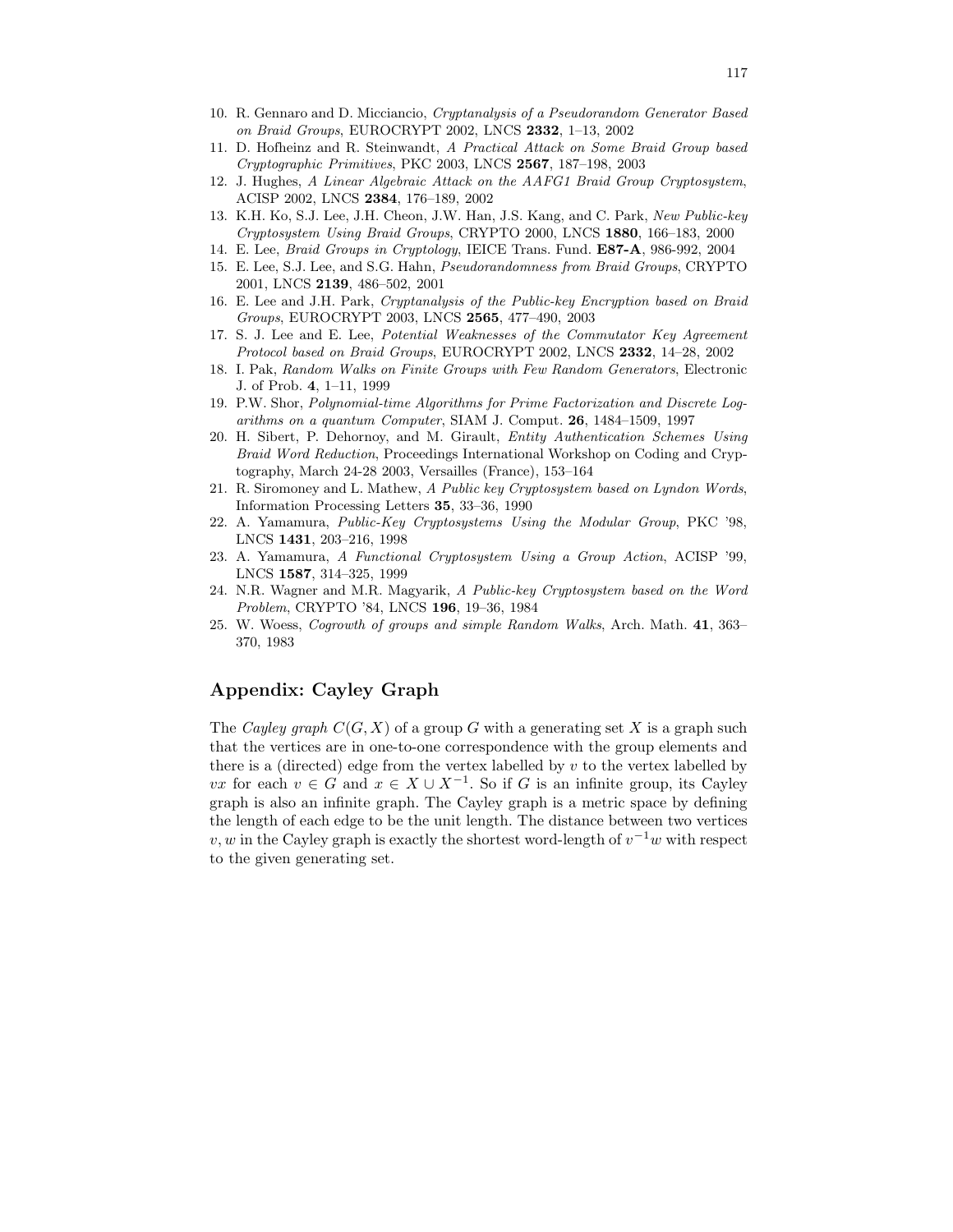10. R. Gennaro and D. Micciancio, *Cryptanalysis of a Pseudorandom Generator Based on Braid Groups*, EUROCRYPT 2002, LNCS **2332**, 1–13, 2002
11. D. Hofheinz and R. Steinwandt, *A Practical Attack on Some Braid Group based Cryptographic Primitives*, PKC 2003, LNCS **2567**, 187–198, 2003
12. J. Hughes, *A Linear Algebraic Attack on the AAFG1 Braid Group Cryptosystem*, ACISP 2002, LNCS **2384**, 176–189, 2002
13. K.H. Ko, S.J. Lee, J.H. Cheon, J.W. Han, J.S. Kang, and C. Park, *New Public-key Cryptosystem Using Braid Groups*, CRYPTO 2000, LNCS **1880**, 166–183, 2000
14. E. Lee, *Braid Groups in Cryptology*, IEICE Trans. Fund. **E87-A**, 986-992, 2004
15. E. Lee, S.J. Lee, and S.G. Hahn, *Pseudorandomness from Braid Groups*, CRYPTO 2001, LNCS **2139**, 486–502, 2001
16. E. Lee and J.H. Park, *Cryptanalysis of the Public-key Encryption based on Braid Groups*, EUROCRYPT 2003, LNCS **2565**, 477–490, 2003
17. S. J. Lee and E. Lee, *Potential Weaknesses of the Commutator Key Agreement Protocol based on Braid Groups*, EUROCRYPT 2002, LNCS **2332**, 14–28, 2002
18. I. Pak, *Random Walks on Finite Groups with Few Random Generators*, Electronic J. of Prob. **4**, 1–11, 1999
19. P.W. Shor, *Polynomial-time Algorithms for Prime Factorization and Discrete Logarithms on a quantum Computer*, SIAM J. Comput. **26**, 1484–1509, 1997
20. H. Sibert, P. Dehornoy, and M. Girault, *Entity Authentication Schemes Using Braid Word Reduction*, Proceedings International Workshop on Coding and Cryptography, March 24-28 2003, Versailles (France), 153–164
21. R. Siromoney and L. Mathew, *A Public key Cryptosystem based on Lyndon Words*, Information Processing Letters **35**, 33–36, 1990
22. A. Yamamura, *Public-Key Cryptosystems Using the Modular Group*, PKC '98, LNCS **1431**, 203–216, 1998
23. A. Yamamura, *A Functional Cryptosystem Using a Group Action*, ACISP '99, LNCS **1587**, 314–325, 1999
24. N.R. Wagner and M.R. Magyarik, *A Public-key Cryptosystem based on the Word Problem*, CRYPTO '84, LNCS **196**, 19–36, 1984
25. W. Woess, *Cogrowth of groups and simple Random Walks*, Arch. Math. **41**, 363–370, 1983

## Appendix: Cayley Graph

The *Cayley graph* $C(G, X)$ of a group $G$ with a generating set $X$ is a graph such that the vertices are in one-to-one correspondence with the group elements and there is a (directed) edge from the vertex labelled by $v$ to the vertex labelled by $vx$ for each $v \in G$ and $x \in X \cup X^{-1}$. So if $G$ is an infinite group, its Cayley graph is also an infinite graph. The Cayley graph is a metric space by defining the length of each edge to be the unit length. The distance between two vertices $v, w$ in the Cayley graph is exactly the shortest word-length of $v^{-1}w$ with respect to the given generating set.